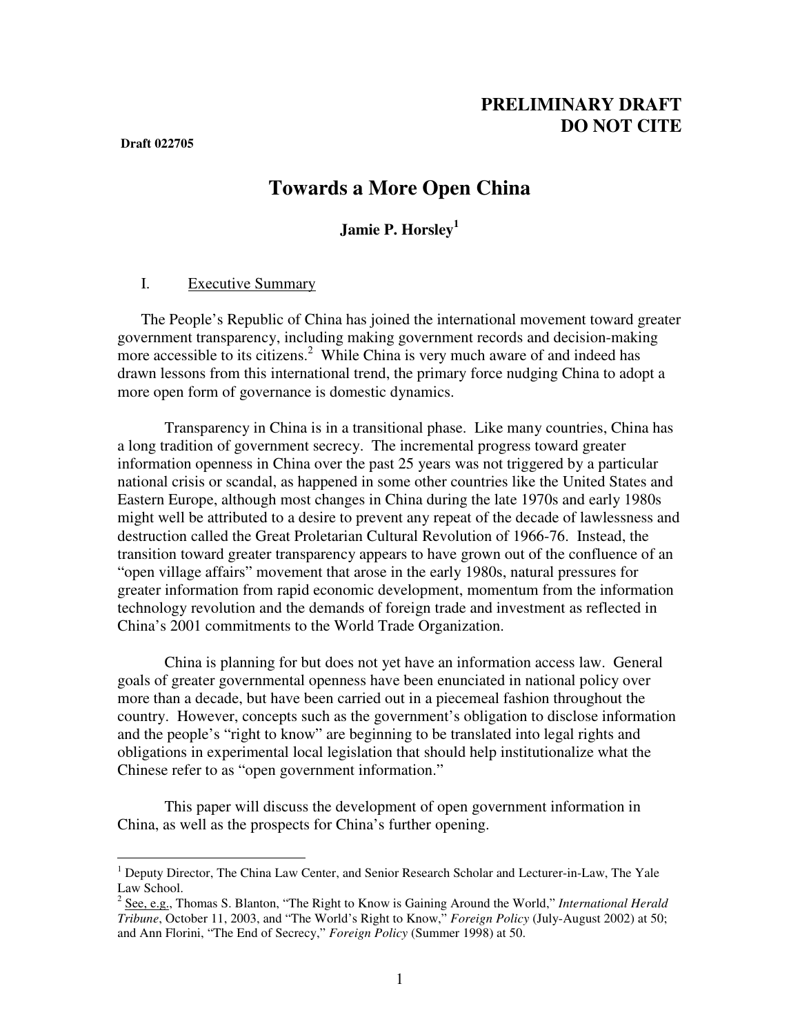**PRELIMINARY DRAFT**
**DO NOT CITE**

**Draft 022705**

# Towards a More Open China

**Jamie P. Horsley[1]**

## I. Executive Summary

The People's Republic of China has joined the international movement toward greater government transparency, including making government records and decision-making more accessible to its citizens.[2] While China is very much aware of and indeed has drawn lessons from this international trend, the primary force nudging China to adopt a more open form of governance is domestic dynamics.

Transparency in China is in a transitional phase. Like many countries, China has a long tradition of government secrecy. The incremental progress toward greater information openness in China over the past 25 years was not triggered by a particular national crisis or scandal, as happened in some other countries like the United States and Eastern Europe, although most changes in China during the late 1970s and early 1980s might well be attributed to a desire to prevent any repeat of the decade of lawlessness and destruction called the Great Proletarian Cultural Revolution of 1966-76. Instead, the transition toward greater transparency appears to have grown out of the confluence of an "open village affairs" movement that arose in the early 1980s, natural pressures for greater information from rapid economic development, momentum from the information technology revolution and the demands of foreign trade and investment as reflected in China's 2001 commitments to the World Trade Organization.

China is planning for but does not yet have an information access law. General goals of greater governmental openness have been enunciated in national policy over more than a decade, but have been carried out in a piecemeal fashion throughout the country. However, concepts such as the government's obligation to disclose information and the people's "right to know" are beginning to be translated into legal rights and obligations in experimental local legislation that should help institutionalize what the Chinese refer to as "open government information."

This paper will discuss the development of open government information in China, as well as the prospects for China's further opening.

---

[1] Deputy Director, The China Law Center, and Senior Research Scholar and Lecturer-in-Law, The Yale Law School.

[2] See, e.g., Thomas S. Blanton, "The Right to Know is Gaining Around the World," *International Herald Tribune*, October 11, 2003, and "The World's Right to Know," *Foreign Policy* (July-August 2002) at 50; and Ann Florini, "The End of Secrecy," *Foreign Policy* (Summer 1998) at 50.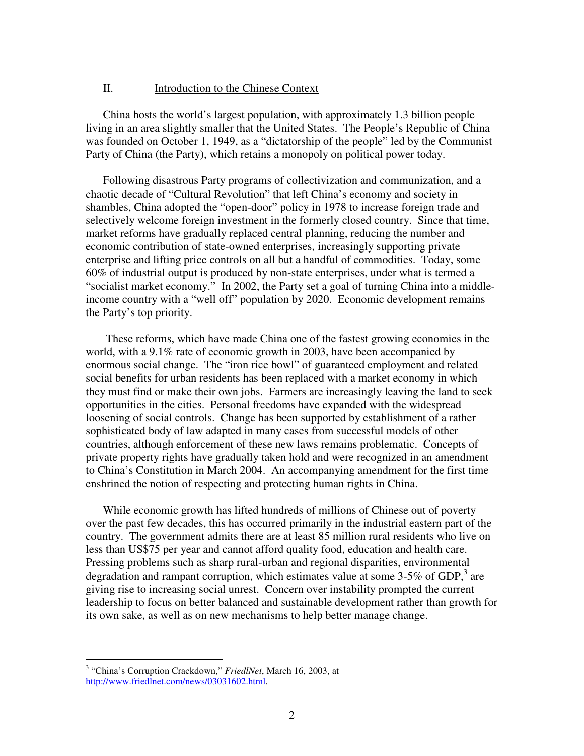## II. Introduction to the Chinese Context

China hosts the world's largest population, with approximately 1.3 billion people living in an area slightly smaller that the United States. The People's Republic of China was founded on October 1, 1949, as a "dictatorship of the people" led by the Communist Party of China (the Party), which retains a monopoly on political power today.

Following disastrous Party programs of collectivization and communization, and a chaotic decade of "Cultural Revolution" that left China's economy and society in shambles, China adopted the "open-door" policy in 1978 to increase foreign trade and selectively welcome foreign investment in the formerly closed country. Since that time, market reforms have gradually replaced central planning, reducing the number and economic contribution of state-owned enterprises, increasingly supporting private enterprise and lifting price controls on all but a handful of commodities. Today, some 60% of industrial output is produced by non-state enterprises, under what is termed a "socialist market economy." In 2002, the Party set a goal of turning China into a middle-income country with a "well off" population by 2020. Economic development remains the Party's top priority.

These reforms, which have made China one of the fastest growing economies in the world, with a 9.1% rate of economic growth in 2003, have been accompanied by enormous social change. The "iron rice bowl" of guaranteed employment and related social benefits for urban residents has been replaced with a market economy in which they must find or make their own jobs. Farmers are increasingly leaving the land to seek opportunities in the cities. Personal freedoms have expanded with the widespread loosening of social controls. Change has been supported by establishment of a rather sophisticated body of law adapted in many cases from successful models of other countries, although enforcement of these new laws remains problematic. Concepts of private property rights have gradually taken hold and were recognized in an amendment to China's Constitution in March 2004. An accompanying amendment for the first time enshrined the notion of respecting and protecting human rights in China.

While economic growth has lifted hundreds of millions of Chinese out of poverty over the past few decades, this has occurred primarily in the industrial eastern part of the country. The government admits there are at least 85 million rural residents who live on less than US$75 per year and cannot afford quality food, education and health care. Pressing problems such as sharp rural-urban and regional disparities, environmental degradation and rampant corruption, which estimates value at some 3-5% of GDP,[3] are giving rise to increasing social unrest. Concern over instability prompted the current leadership to focus on better balanced and sustainable development rather than growth for its own sake, as well as on new mechanisms to help better manage change.

---

[3] "China's Corruption Crackdown," *FriedlNet*, March 16, 2003, at http://www.friedlnet.com/news/03031602.html.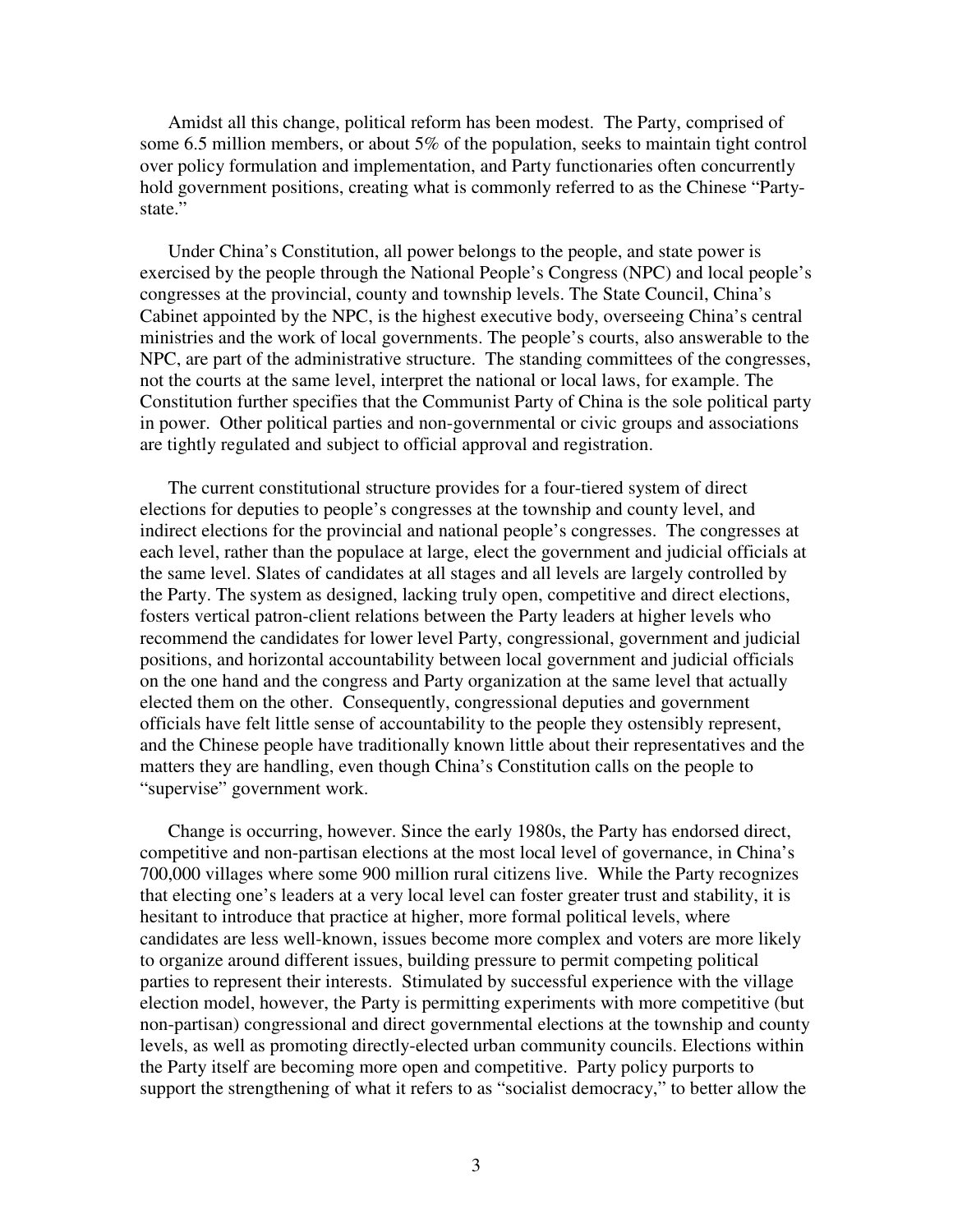Amidst all this change, political reform has been modest. The Party, comprised of some 6.5 million members, or about 5% of the population, seeks to maintain tight control over policy formulation and implementation, and Party functionaries often concurrently hold government positions, creating what is commonly referred to as the Chinese "Party-state."

Under China's Constitution, all power belongs to the people, and state power is exercised by the people through the National People's Congress (NPC) and local people's congresses at the provincial, county and township levels. The State Council, China's Cabinet appointed by the NPC, is the highest executive body, overseeing China's central ministries and the work of local governments. The people's courts, also answerable to the NPC, are part of the administrative structure. The standing committees of the congresses, not the courts at the same level, interpret the national or local laws, for example. The Constitution further specifies that the Communist Party of China is the sole political party in power. Other political parties and non-governmental or civic groups and associations are tightly regulated and subject to official approval and registration.

The current constitutional structure provides for a four-tiered system of direct elections for deputies to people's congresses at the township and county level, and indirect elections for the provincial and national people's congresses. The congresses at each level, rather than the populace at large, elect the government and judicial officials at the same level. Slates of candidates at all stages and all levels are largely controlled by the Party. The system as designed, lacking truly open, competitive and direct elections, fosters vertical patron-client relations between the Party leaders at higher levels who recommend the candidates for lower level Party, congressional, government and judicial positions, and horizontal accountability between local government and judicial officials on the one hand and the congress and Party organization at the same level that actually elected them on the other. Consequently, congressional deputies and government officials have felt little sense of accountability to the people they ostensibly represent, and the Chinese people have traditionally known little about their representatives and the matters they are handling, even though China's Constitution calls on the people to "supervise" government work.

Change is occurring, however. Since the early 1980s, the Party has endorsed direct, competitive and non-partisan elections at the most local level of governance, in China's 700,000 villages where some 900 million rural citizens live. While the Party recognizes that electing one's leaders at a very local level can foster greater trust and stability, it is hesitant to introduce that practice at higher, more formal political levels, where candidates are less well-known, issues become more complex and voters are more likely to organize around different issues, building pressure to permit competing political parties to represent their interests. Stimulated by successful experience with the village election model, however, the Party is permitting experiments with more competitive (but non-partisan) congressional and direct governmental elections at the township and county levels, as well as promoting directly-elected urban community councils. Elections within the Party itself are becoming more open and competitive. Party policy purports to support the strengthening of what it refers to as "socialist democracy," to better allow the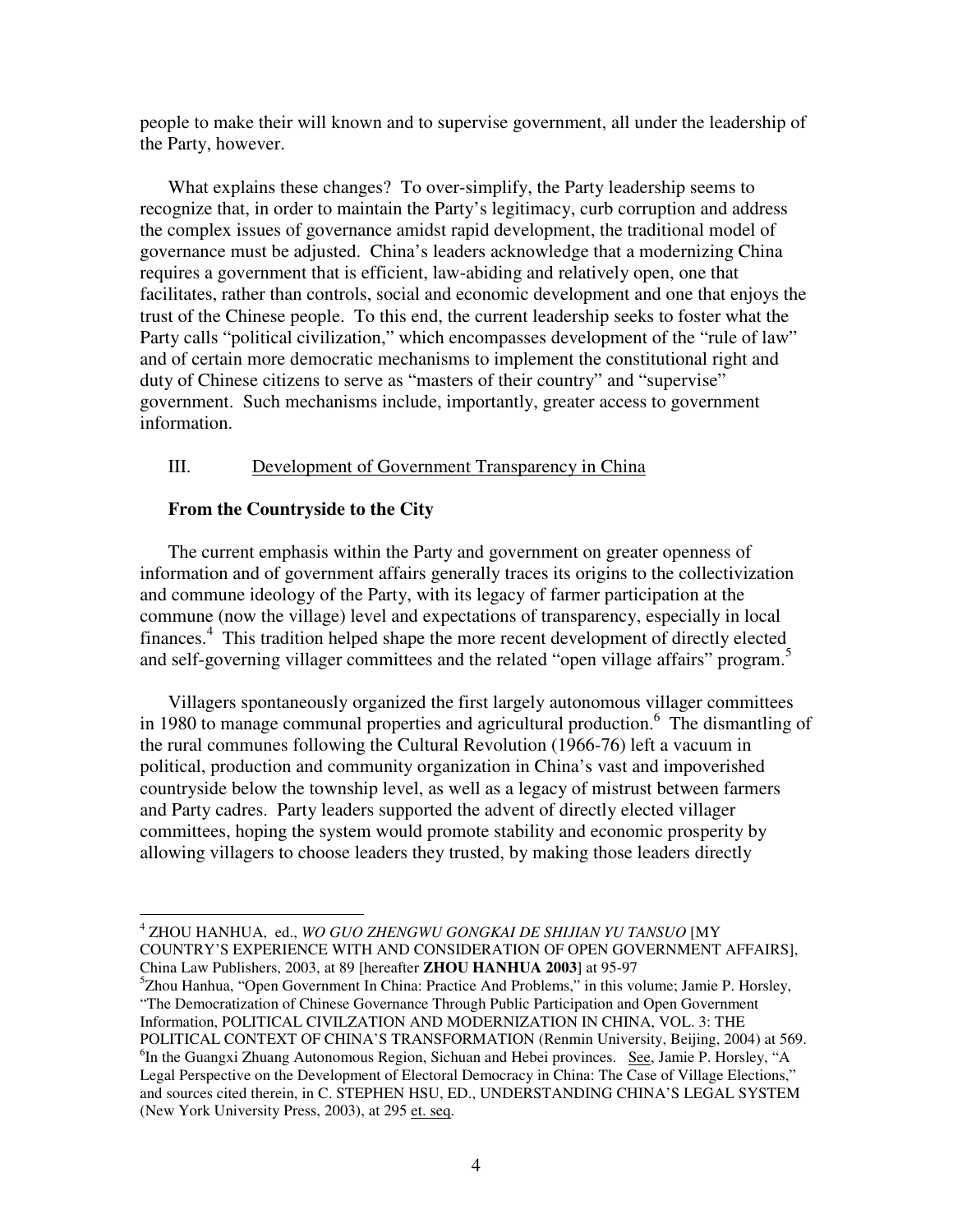people to make their will known and to supervise government, all under the leadership of the Party, however.

What explains these changes? To over-simplify, the Party leadership seems to recognize that, in order to maintain the Party's legitimacy, curb corruption and address the complex issues of governance amidst rapid development, the traditional model of governance must be adjusted. China's leaders acknowledge that a modernizing China requires a government that is efficient, law-abiding and relatively open, one that facilitates, rather than controls, social and economic development and one that enjoys the trust of the Chinese people. To this end, the current leadership seeks to foster what the Party calls "political civilization," which encompasses development of the "rule of law" and of certain more democratic mechanisms to implement the constitutional right and duty of Chinese citizens to serve as "masters of their country" and "supervise" government. Such mechanisms include, importantly, greater access to government information.

## III. Development of Government Transparency in China

### From the Countryside to the City

The current emphasis within the Party and government on greater openness of information and of government affairs generally traces its origins to the collectivization and commune ideology of the Party, with its legacy of farmer participation at the commune (now the village) level and expectations of transparency, especially in local finances.[4] This tradition helped shape the more recent development of directly elected and self-governing villager committees and the related "open village affairs" program.[5]

Villagers spontaneously organized the first largely autonomous villager committees in 1980 to manage communal properties and agricultural production.[6] The dismantling of the rural communes following the Cultural Revolution (1966-76) left a vacuum in political, production and community organization in China's vast and impoverished countryside below the township level, as well as a legacy of mistrust between farmers and Party cadres. Party leaders supported the advent of directly elected villager committees, hoping the system would promote stability and economic prosperity by allowing villagers to choose leaders they trusted, by making those leaders directly

---

[4] ZHOU HANHUA, ed., *WO GUO ZHENGWU GONGKAI DE SHIJIAN YU TANSUO* [MY COUNTRY'S EXPERIENCE WITH AND CONSIDERATION OF OPEN GOVERNMENT AFFAIRS], China Law Publishers, 2003, at 89 [hereafter **ZHOU HANHUA 2003**] at 95-97

[5] Zhou Hanhua, "Open Government In China: Practice And Problems," in this volume; Jamie P. Horsley, "The Democratization of Chinese Governance Through Public Participation and Open Government Information, POLITICAL CIVILZATION AND MODERNIZATION IN CHINA, VOL. 3: THE POLITICAL CONTEXT OF CHINA'S TRANSFORMATION (Renmin University, Beijing, 2004) at 569.

[6] In the Guangxi Zhuang Autonomous Region, Sichuan and Hebei provinces. See, Jamie P. Horsley, "A Legal Perspective on the Development of Electoral Democracy in China: The Case of Village Elections," and sources cited therein, in C. STEPHEN HSU, ED., UNDERSTANDING CHINA'S LEGAL SYSTEM (New York University Press, 2003), at 295 et. seq.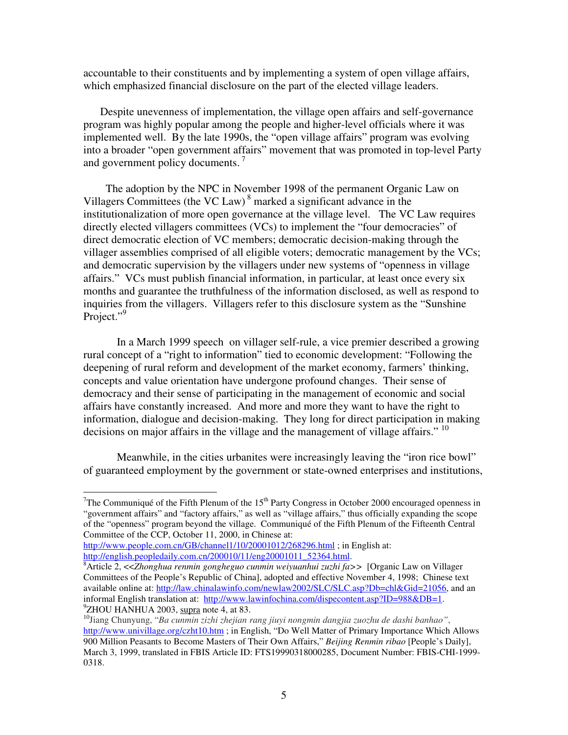accountable to their constituents and by implementing a system of open village affairs, which emphasized financial disclosure on the part of the elected village leaders.

Despite unevenness of implementation, the village open affairs and self-governance program was highly popular among the people and higher-level officials where it was implemented well. By the late 1990s, the "open village affairs" program was evolving into a broader "open government affairs" movement that was promoted in top-level Party and government policy documents.[7]

The adoption by the NPC in November 1998 of the permanent Organic Law on Villagers Committees (the VC Law)[8] marked a significant advance in the institutionalization of more open governance at the village level. The VC Law requires directly elected villagers committees (VCs) to implement the "four democracies" of direct democratic election of VC members; democratic decision-making through the villager assemblies comprised of all eligible voters; democratic management by the VCs; and democratic supervision by the villagers under new systems of "openness in village affairs." VCs must publish financial information, in particular, at least once every six months and guarantee the truthfulness of the information disclosed, as well as respond to inquiries from the villagers. Villagers refer to this disclosure system as the "Sunshine Project."[9]

In a March 1999 speech on villager self-rule, a vice premier described a growing rural concept of a "right to information" tied to economic development: "Following the deepening of rural reform and development of the market economy, farmers' thinking, concepts and value orientation have undergone profound changes. Their sense of democracy and their sense of participating in the management of economic and social affairs have constantly increased. And more and more they want to have the right to information, dialogue and decision-making. They long for direct participation in making decisions on major affairs in the village and the management of village affairs."[10]

Meanwhile, in the cities urbanites were increasingly leaving the "iron rice bowl" of guaranteed employment by the government or state-owned enterprises and institutions,

---

[7] The Communiqué of the Fifth Plenum of the 15th Party Congress in October 2000 encouraged openness in "government affairs" and "factory affairs," as well as "village affairs," thus officially expanding the scope of the "openness" program beyond the village. Communiqué of the Fifth Plenum of the Fifteenth Central Committee of the CCP, October 11, 2000, in Chinese at: http://www.people.com.cn/GB/channel1/10/20001012/268296.html ; in English at: http://english.peopledaily.com.cn/200010/11/eng20001011_52364.html.

[8] Article 2, <<*Zhonghua renmin gongheguo cunmin weiyuanhui zuzhi fa*>> [Organic Law on Villager Committees of the People's Republic of China], adopted and effective November 4, 1998; Chinese text available online at: http://law.chinalawinfo.com/newlaw2002/SLC/SLC.asp?Db=chl&Gid=21056, and an informal English translation at: http://www.lawinfochina.com/dispecontent.asp?ID=988&DB=1.

[9] ZHOU HANHUA 2003, supra note 4, at 83.

[10] Jiang Chunyung, "*Ba cunmin zizhi zhejian rang jiuyi nongmin dangjia zuozhu de dashi banhao"*, http://www.univillage.org/czht10.htm ; in English, "Do Well Matter of Primary Importance Which Allows 900 Million Peasants to Become Masters of Their Own Affairs," *Beijing Renmin ribao* [People's Daily], March 3, 1999, translated in FBIS Article ID: FTS19990318000285, Document Number: FBIS-CHI-1999-0318.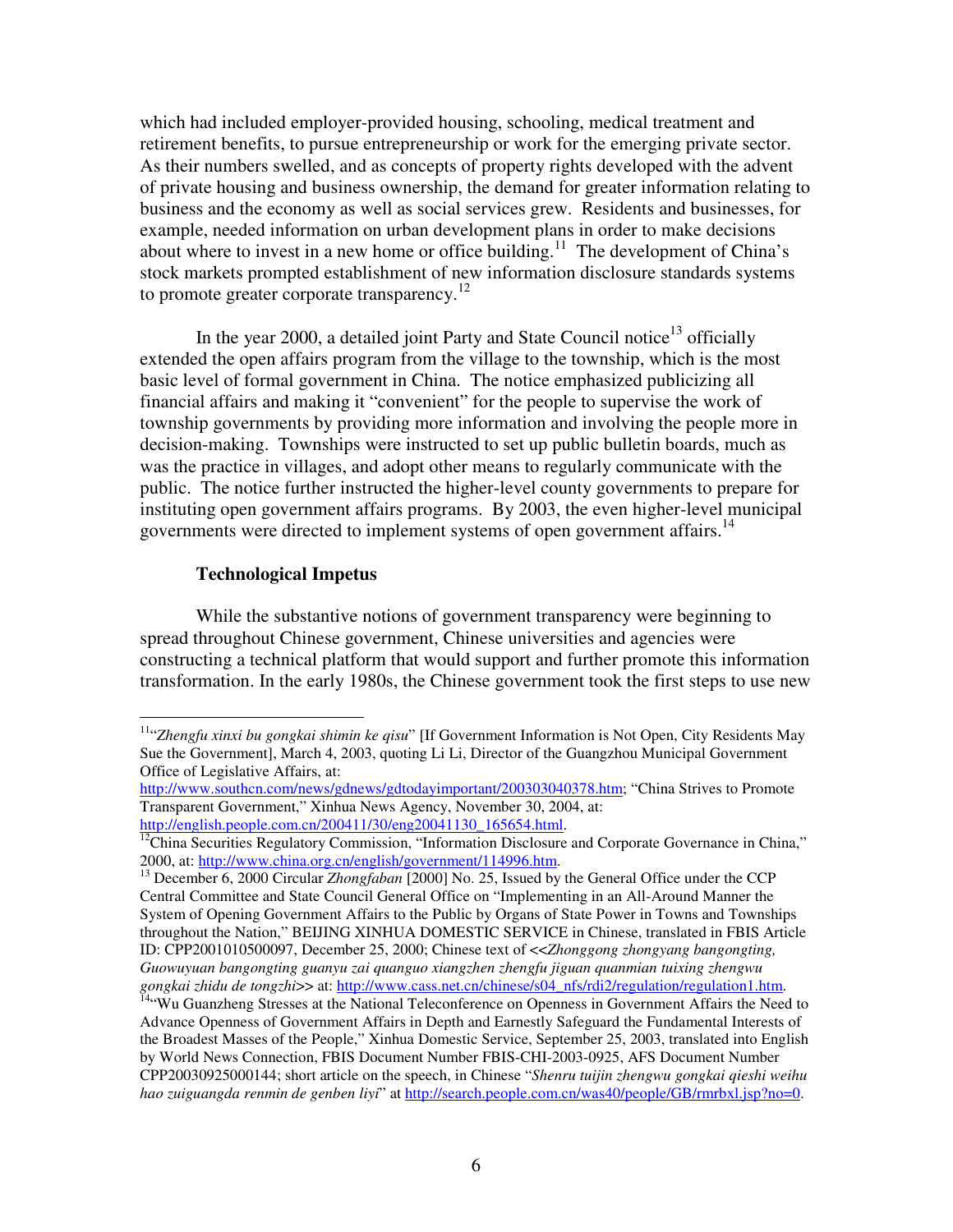which had included employer-provided housing, schooling, medical treatment and retirement benefits, to pursue entrepreneurship or work for the emerging private sector. As their numbers swelled, and as concepts of property rights developed with the advent of private housing and business ownership, the demand for greater information relating to business and the economy as well as social services grew. Residents and businesses, for example, needed information on urban development plans in order to make decisions about where to invest in a new home or office building.[11] The development of China's stock markets prompted establishment of new information disclosure standards systems to promote greater corporate transparency.[12]

In the year 2000, a detailed joint Party and State Council notice[13] officially extended the open affairs program from the village to the township, which is the most basic level of formal government in China. The notice emphasized publicizing all financial affairs and making it "convenient" for the people to supervise the work of township governments by providing more information and involving the people more in decision-making. Townships were instructed to set up public bulletin boards, much as was the practice in villages, and adopt other means to regularly communicate with the public. The notice further instructed the higher-level county governments to prepare for instituting open government affairs programs. By 2003, the even higher-level municipal governments were directed to implement systems of open government affairs.[14]

### Technological Impetus

While the substantive notions of government transparency were beginning to spread throughout Chinese government, Chinese universities and agencies were constructing a technical platform that would support and further promote this information transformation. In the early 1980s, the Chinese government took the first steps to use new

---

[11] "*Zhengfu xinxi bu gongkai shimin ke qisu*" [If Government Information is Not Open, City Residents May Sue the Government], March 4, 2003, quoting Li Li, Director of the Guangzhou Municipal Government Office of Legislative Affairs, at: http://www.southcn.com/news/gdnews/gdtodayimportant/200303040378.htm; "China Strives to Promote Transparent Government," Xinhua News Agency, November 30, 2004, at: http://english.people.com.cn/200411/30/eng20041130_165654.html.

[12] China Securities Regulatory Commission, "Information Disclosure and Corporate Governance in China," 2000, at: http://www.china.org.cn/english/government/114996.htm.

[13] December 6, 2000 Circular *Zhongfaban* [2000] No. 25, Issued by the General Office under the CCP Central Committee and State Council General Office on "Implementing in an All-Around Manner the System of Opening Government Affairs to the Public by Organs of State Power in Towns and Townships throughout the Nation," BEIJING XINHUA DOMESTIC SERVICE in Chinese, translated in FBIS Article ID: CPP20010105000097, December 25, 2000; Chinese text of <<*Zhonggong zhongyang bangongting, Guowuyuan bangongting guanyu zai quanguo xiangzhen zhengfu jiguan quanmian tuixing zhengwu gongkai zhidu de tongzhi*>> at: http://www.cass.net.cn/chinese/s04_nfs/rdi2/regulation/regulation1.htm.

[14] "Wu Guanzheng Stresses at the National Teleconference on Openness in Government Affairs the Need to Advance Openness of Government Affairs in Depth and Earnestly Safeguard the Fundamental Interests of the Broadest Masses of the People," Xinhua Domestic Service, September 25, 2003, translated into English by World News Connection, FBIS Document Number FBIS-CHI-2003-0925, AFS Document Number CPP20030925000144; short article on the speech, in Chinese "*Shenru tuijin zhengwu gongkai qieshi weihu hao zuiguangda renmin de genben liyi*" at http://search.people.com.cn/was40/people/GB/rmrbxl.jsp?no=0.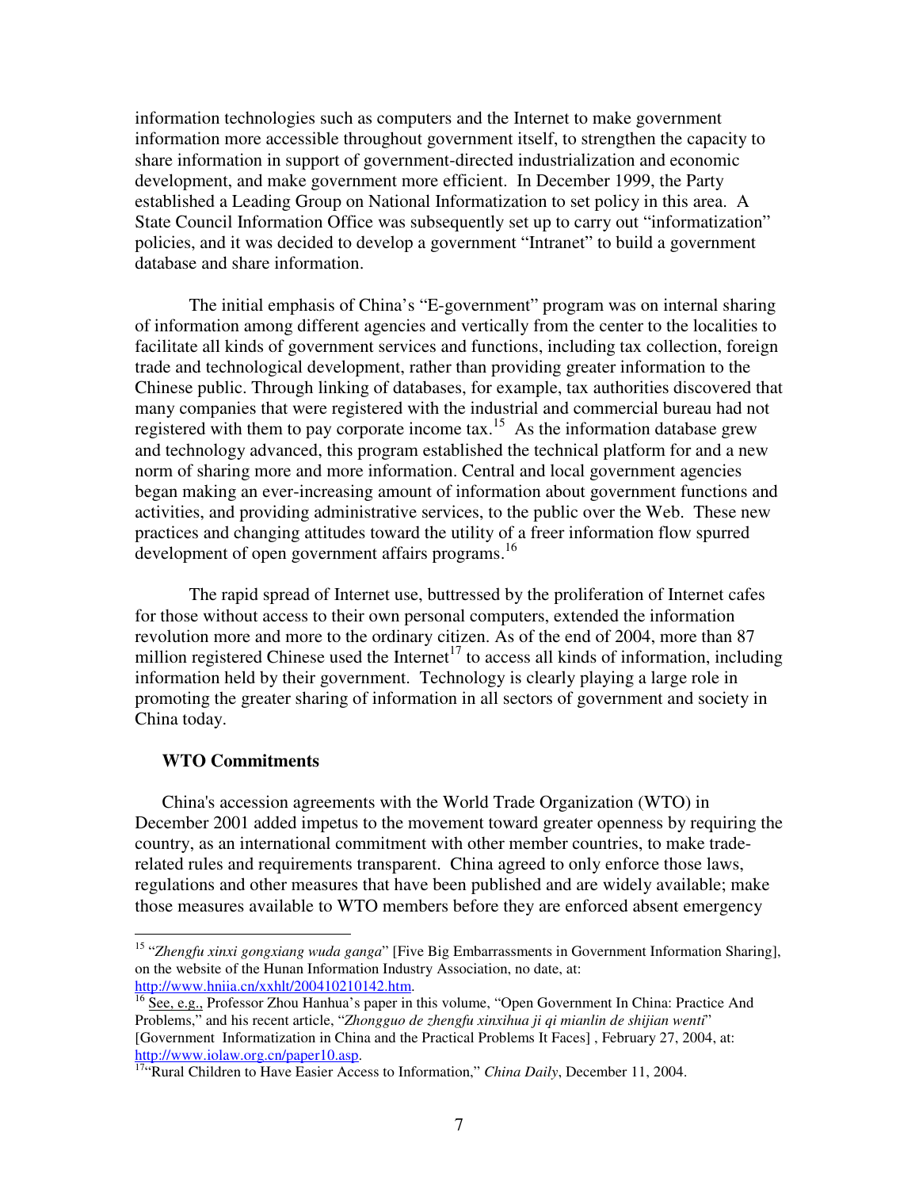information technologies such as computers and the Internet to make government information more accessible throughout government itself, to strengthen the capacity to share information in support of government-directed industrialization and economic development, and make government more efficient. In December 1999, the Party established a Leading Group on National Informatization to set policy in this area. A State Council Information Office was subsequently set up to carry out "informatization" policies, and it was decided to develop a government "Intranet" to build a government database and share information.

The initial emphasis of China's "E-government" program was on internal sharing of information among different agencies and vertically from the center to the localities to facilitate all kinds of government services and functions, including tax collection, foreign trade and technological development, rather than providing greater information to the Chinese public. Through linking of databases, for example, tax authorities discovered that many companies that were registered with the industrial and commercial bureau had not registered with them to pay corporate income tax.[15] As the information database grew and technology advanced, this program established the technical platform for and a new norm of sharing more and more information. Central and local government agencies began making an ever-increasing amount of information about government functions and activities, and providing administrative services, to the public over the Web. These new practices and changing attitudes toward the utility of a freer information flow spurred development of open government affairs programs.[16]

The rapid spread of Internet use, buttressed by the proliferation of Internet cafes for those without access to their own personal computers, extended the information revolution more and more to the ordinary citizen. As of the end of 2004, more than 87 million registered Chinese used the Internet[17] to access all kinds of information, including information held by their government. Technology is clearly playing a large role in promoting the greater sharing of information in all sectors of government and society in China today.

**WTO Commitments**

China's accession agreements with the World Trade Organization (WTO) in December 2001 added impetus to the movement toward greater openness by requiring the country, as an international commitment with other member countries, to make trade-related rules and requirements transparent. China agreed to only enforce those laws, regulations and other measures that have been published and are widely available; make those measures available to WTO members before they are enforced absent emergency

---

[15] "*Zhengfu xinxi gongxiang wuda ganga*" [Five Big Embarrassments in Government Information Sharing], on the website of the Hunan Information Industry Association, no date, at: http://www.hniia.cn/xxhlt/200410210142.htm.

[16] See, e.g., Professor Zhou Hanhua's paper in this volume, "Open Government In China: Practice And Problems," and his recent article, "*Zhongguo de zhengfu xinxihua ji qi mianlin de shijian wenti*" [Government Informatization in China and the Practical Problems It Faces], February 27, 2004, at: http://www.iolaw.org.cn/paper10.asp.

[17] "Rural Children to Have Easier Access to Information," *China Daily*, December 11, 2004.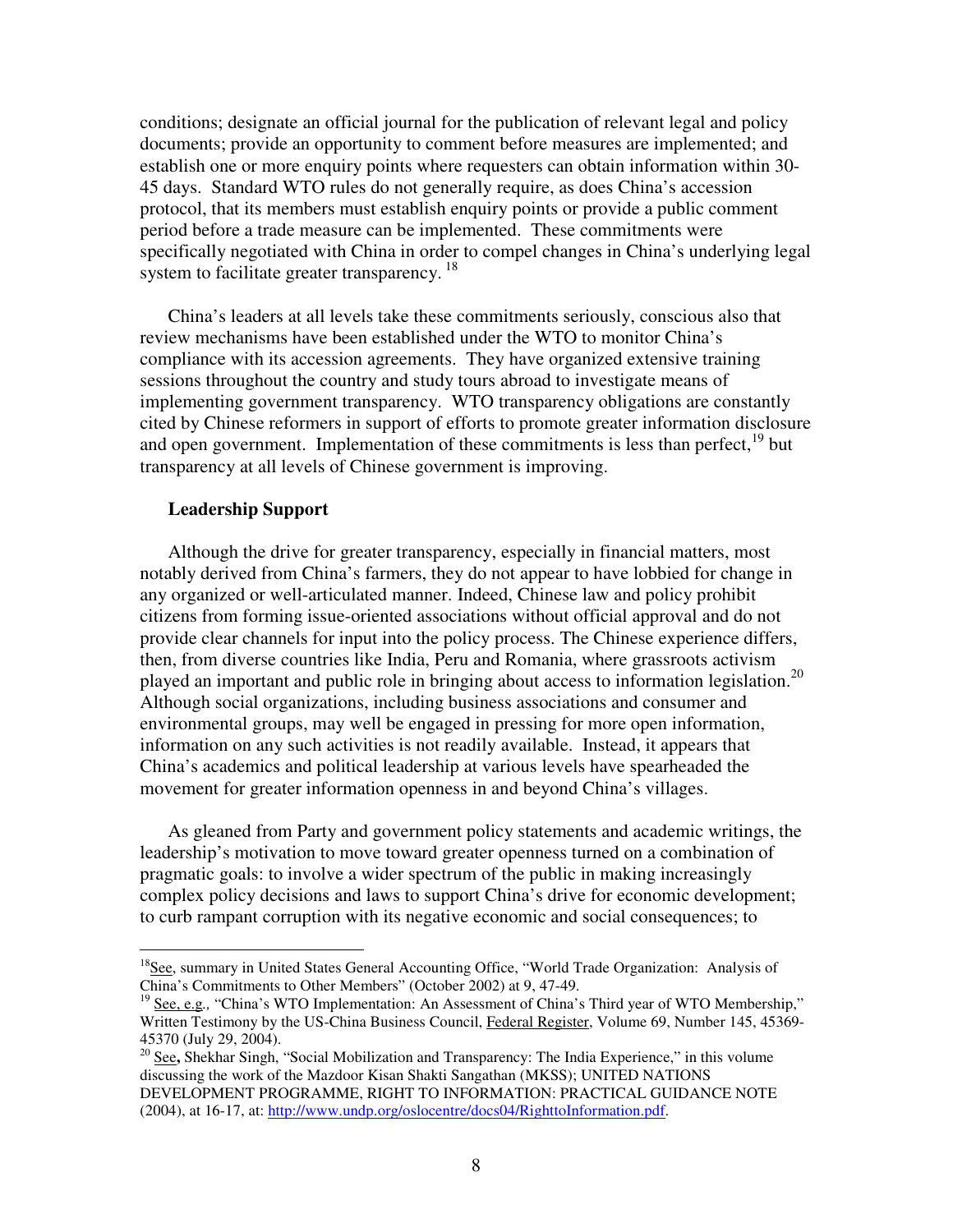conditions; designate an official journal for the publication of relevant legal and policy documents; provide an opportunity to comment before measures are implemented; and establish one or more enquiry points where requesters can obtain information within 30-45 days. Standard WTO rules do not generally require, as does China's accession protocol, that its members must establish enquiry points or provide a public comment period before a trade measure can be implemented. These commitments were specifically negotiated with China in order to compel changes in China's underlying legal system to facilitate greater transparency. [18]

China's leaders at all levels take these commitments seriously, conscious also that review mechanisms have been established under the WTO to monitor China's compliance with its accession agreements. They have organized extensive training sessions throughout the country and study tours abroad to investigate means of implementing government transparency. WTO transparency obligations are constantly cited by Chinese reformers in support of efforts to promote greater information disclosure and open government. Implementation of these commitments is less than perfect,[19] but transparency at all levels of Chinese government is improving.

**Leadership Support**

Although the drive for greater transparency, especially in financial matters, most notably derived from China's farmers, they do not appear to have lobbied for change in any organized or well-articulated manner. Indeed, Chinese law and policy prohibit citizens from forming issue-oriented associations without official approval and do not provide clear channels for input into the policy process. The Chinese experience differs, then, from diverse countries like India, Peru and Romania, where grassroots activism played an important and public role in bringing about access to information legislation.[20] Although social organizations, including business associations and consumer and environmental groups, may well be engaged in pressing for more open information, information on any such activities is not readily available. Instead, it appears that China's academics and political leadership at various levels have spearheaded the movement for greater information openness in and beyond China's villages.

As gleaned from Party and government policy statements and academic writings, the leadership's motivation to move toward greater openness turned on a combination of pragmatic goals: to involve a wider spectrum of the public in making increasingly complex policy decisions and laws to support China's drive for economic development; to curb rampant corruption with its negative economic and social consequences; to

---

[18] See, summary in United States General Accounting Office, "World Trade Organization: Analysis of China's Commitments to Other Members" (October 2002) at 9, 47-49.

[19] See, e.g., "China's WTO Implementation: An Assessment of China's Third year of WTO Membership," Written Testimony by the US-China Business Council, Federal Register, Volume 69, Number 145, 45369-45370 (July 29, 2004).

[20] See, Shekhar Singh, "Social Mobilization and Transparency: The India Experience," in this volume discussing the work of the Mazdoor Kisan Shakti Sangathan (MKSS); UNITED NATIONS DEVELOPMENT PROGRAMME, RIGHT TO INFORMATION: PRACTICAL GUIDANCE NOTE (2004), at 16-17, at: http://www.undp.org/oslocentre/docs04/RighttoInformation.pdf.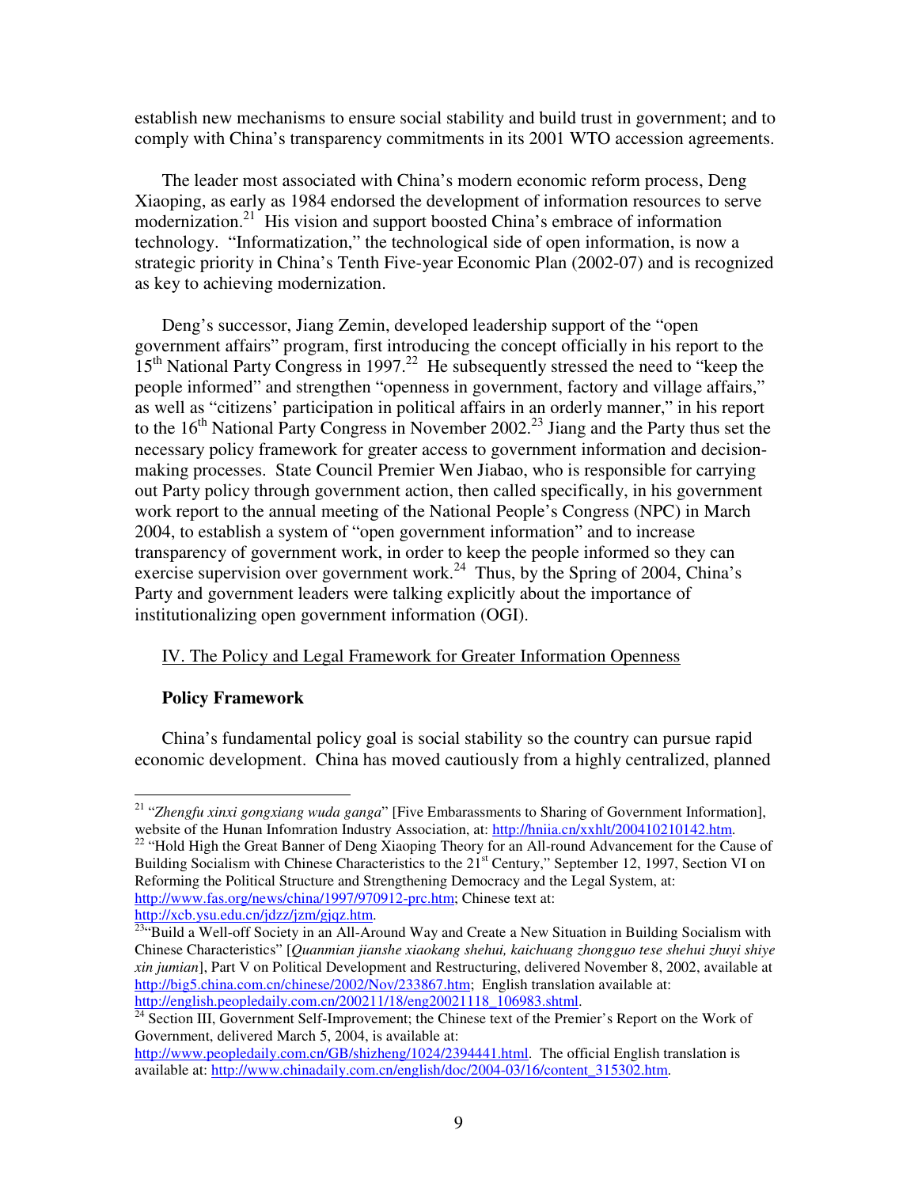establish new mechanisms to ensure social stability and build trust in government; and to comply with China's transparency commitments in its 2001 WTO accession agreements.

The leader most associated with China's modern economic reform process, Deng Xiaoping, as early as 1984 endorsed the development of information resources to serve modernization.[21] His vision and support boosted China's embrace of information technology. "Informatization," the technological side of open information, is now a strategic priority in China's Tenth Five-year Economic Plan (2002-07) and is recognized as key to achieving modernization.

Deng's successor, Jiang Zemin, developed leadership support of the "open government affairs" program, first introducing the concept officially in his report to the 15th National Party Congress in 1997.[22] He subsequently stressed the need to "keep the people informed" and strengthen "openness in government, factory and village affairs," as well as "citizens' participation in political affairs in an orderly manner," in his report to the 16th National Party Congress in November 2002.[23] Jiang and the Party thus set the necessary policy framework for greater access to government information and decision-making processes. State Council Premier Wen Jiabao, who is responsible for carrying out Party policy through government action, then called specifically, in his government work report to the annual meeting of the National People's Congress (NPC) in March 2004, to establish a system of "open government information" and to increase transparency of government work, in order to keep the people informed so they can exercise supervision over government work.[24] Thus, by the Spring of 2004, China's Party and government leaders were talking explicitly about the importance of institutionalizing open government information (OGI).

## IV. The Policy and Legal Framework for Greater Information Openness

### Policy Framework

China's fundamental policy goal is social stability so the country can pursue rapid economic development. China has moved cautiously from a highly centralized, planned

---

[21] "*Zhengfu xinxi gongxiang wuda ganga*" [Five Embarassments to Sharing of Government Information], website of the Hunan Infomration Industry Association, at: http://hniia.cn/xxhlt/200410210142.htm.

[22] "Hold High the Great Banner of Deng Xiaoping Theory for an All-round Advancement for the Cause of Building Socialism with Chinese Characteristics to the 21st Century," September 12, 1997, Section VI on Reforming the Political Structure and Strengthening Democracy and the Legal System, at: http://www.fas.org/news/china/1997/970912-prc.htm; Chinese text at: http://xcb.ysu.edu.cn/jdzz/jzm/gjqz.htm.

[23] "Build a Well-off Society in an All-Around Way and Create a New Situation in Building Socialism with Chinese Characteristics" [*Quanmian jianshe xiaokang shehui, kaichuang zhongguo tese shehui zhuyi shiye xin jumian*], Part V on Political Development and Restructuring, delivered November 8, 2002, available at http://big5.china.com.cn/chinese/2002/Nov/233867.htm; English translation available at: http://english.peopledaily.com.cn/200211/18/eng20021118_106983.shtml.

[24] Section III, Government Self-Improvement; the Chinese text of the Premier's Report on the Work of Government, delivered March 5, 2004, is available at: http://www.peopledaily.com.cn/GB/shizheng/1024/2394441.html. The official English translation is available at: http://www.chinadaily.com.cn/english/doc/2004-03/16/content_315302.htm.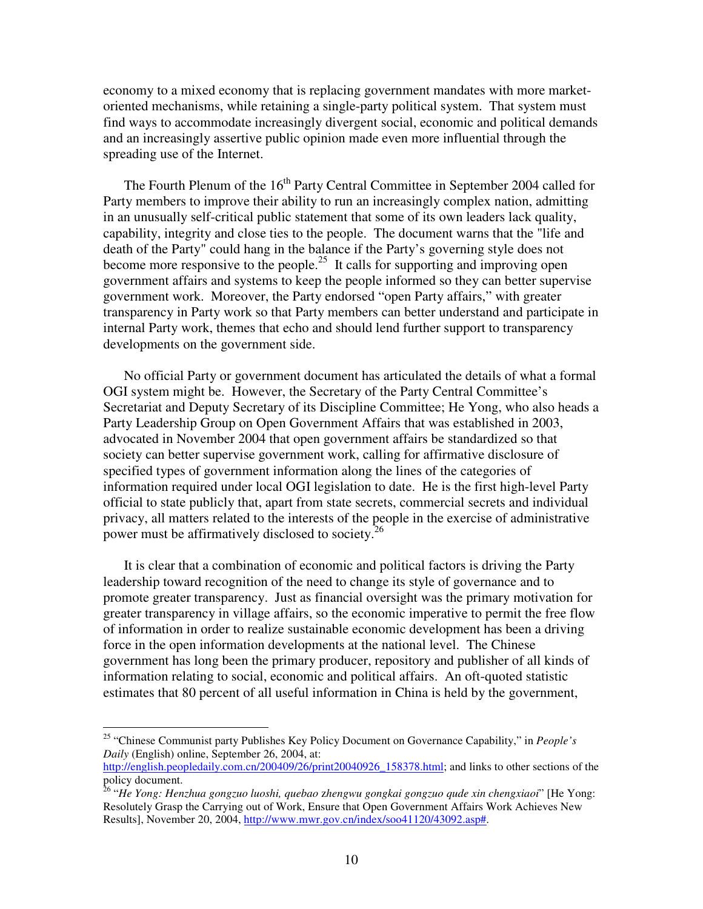economy to a mixed economy that is replacing government mandates with more market-oriented mechanisms, while retaining a single-party political system. That system must find ways to accommodate increasingly divergent social, economic and political demands and an increasingly assertive public opinion made even more influential through the spreading use of the Internet.

The Fourth Plenum of the 16th Party Central Committee in September 2004 called for Party members to improve their ability to run an increasingly complex nation, admitting in an unusually self-critical public statement that some of its own leaders lack quality, capability, integrity and close ties to the people. The document warns that the "life and death of the Party" could hang in the balance if the Party's governing style does not become more responsive to the people.[25] It calls for supporting and improving open government affairs and systems to keep the people informed so they can better supervise government work. Moreover, the Party endorsed "open Party affairs," with greater transparency in Party work so that Party members can better understand and participate in internal Party work, themes that echo and should lend further support to transparency developments on the government side.

No official Party or government document has articulated the details of what a formal OGI system might be. However, the Secretary of the Party Central Committee's Secretariat and Deputy Secretary of its Discipline Committee; He Yong, who also heads a Party Leadership Group on Open Government Affairs that was established in 2003, advocated in November 2004 that open government affairs be standardized so that society can better supervise government work, calling for affirmative disclosure of specified types of government information along the lines of the categories of information required under local OGI legislation to date. He is the first high-level Party official to state publicly that, apart from state secrets, commercial secrets and individual privacy, all matters related to the interests of the people in the exercise of administrative power must be affirmatively disclosed to society.[26]

It is clear that a combination of economic and political factors is driving the Party leadership toward recognition of the need to change its style of governance and to promote greater transparency. Just as financial oversight was the primary motivation for greater transparency in village affairs, so the economic imperative to permit the free flow of information in order to realize sustainable economic development has been a driving force in the open information developments at the national level. The Chinese government has long been the primary producer, repository and publisher of all kinds of information relating to social, economic and political affairs. An oft-quoted statistic estimates that 80 percent of all useful information in China is held by the government,

---

[25] "Chinese Communist party Publishes Key Policy Document on Governance Capability," in *People's Daily* (English) online, September 26, 2004, at: http://english.peopledaily.com.cn/200409/26/print20040926_158378.html; and links to other sections of the policy document.

[26] "*He Yong: Henzhua gongzuo luoshi, quebao zhengwu gongkai gongzuo qude xin chengxiaoi*" [He Yong: Resolutely Grasp the Carrying out of Work, Ensure that Open Government Affairs Work Achieves New Results], November 20, 2004, http://www.mwr.gov.cn/index/soo41120/43092.asp#.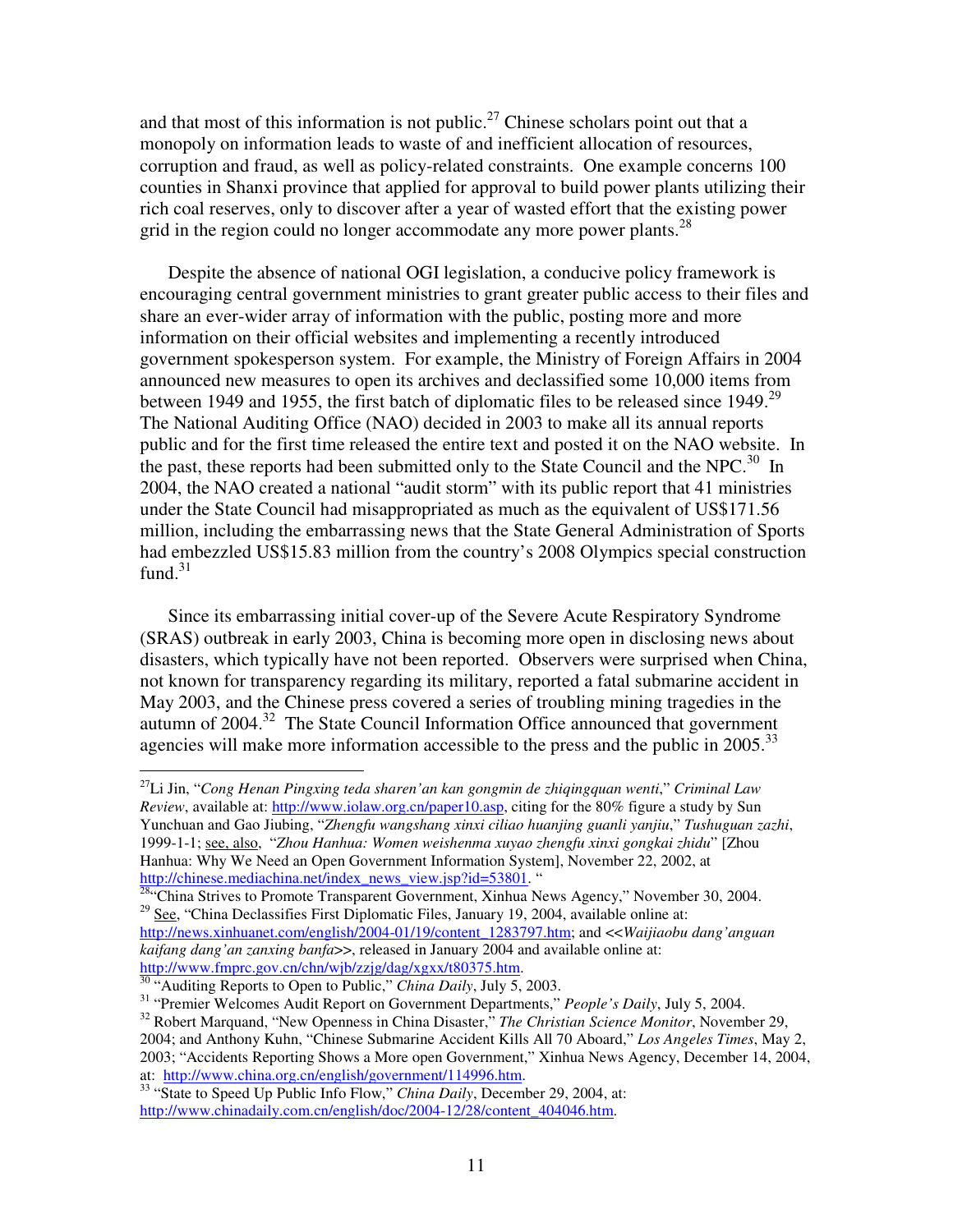and that most of this information is not public.[27] Chinese scholars point out that a monopoly on information leads to waste of and inefficient allocation of resources, corruption and fraud, as well as policy-related constraints. One example concerns 100 counties in Shanxi province that applied for approval to build power plants utilizing their rich coal reserves, only to discover after a year of wasted effort that the existing power grid in the region could no longer accommodate any more power plants.[28]

Despite the absence of national OGI legislation, a conducive policy framework is encouraging central government ministries to grant greater public access to their files and share an ever-wider array of information with the public, posting more and more information on their official websites and implementing a recently introduced government spokesperson system. For example, the Ministry of Foreign Affairs in 2004 announced new measures to open its archives and declassified some 10,000 items from between 1949 and 1955, the first batch of diplomatic files to be released since 1949.[29] The National Auditing Office (NAO) decided in 2003 to make all its annual reports public and for the first time released the entire text and posted it on the NAO website. In the past, these reports had been submitted only to the State Council and the NPC.[30] In 2004, the NAO created a national "audit storm" with its public report that 41 ministries under the State Council had misappropriated as much as the equivalent of US$171.56 million, including the embarrassing news that the State General Administration of Sports had embezzled US$15.83 million from the country's 2008 Olympics special construction fund.[31]

Since its embarrassing initial cover-up of the Severe Acute Respiratory Syndrome (SRAS) outbreak in early 2003, China is becoming more open in disclosing news about disasters, which typically have not been reported. Observers were surprised when China, not known for transparency regarding its military, reported a fatal submarine accident in May 2003, and the Chinese press covered a series of troubling mining tragedies in the autumn of 2004.[32] The State Council Information Office announced that government agencies will make more information accessible to the press and the public in 2005.[33]

---

[27] Li Jin, "*Cong Henan Pingxing teda sharen'an kan gongmin de zhiqingquan wenti*," *Criminal Law Review*, available at: http://www.iolaw.org.cn/paper10.asp, citing for the 80% figure a study by Sun Yunchuan and Gao Jiubing, "*Zhengfu wangshang xinxi ciliao huanjing guanli yanjiu*," *Tushuguan zazhi*, 1999-1-1; see, also, "*Zhou Hanhua: Women weishenma xuyao zhengfu xinxi gongkai zhidu*" [Zhou Hanhua: Why We Need an Open Government Information System], November 22, 2002, at http://chinese.mediachina.net/index_news_view.jsp?id=53801. "

[28] "China Strives to Promote Transparent Government, Xinhua News Agency," November 30, 2004.

[29] See, "China Declassifies First Diplomatic Files, January 19, 2004, available online at: http://news.xinhuanet.com/english/2004-01/19/content_1283797.htm; and <<*Waijiaobu dang'anguan kaifang dang'an zanxing banfa*>>, released in January 2004 and available online at: http://www.fmprc.gov.cn/chn/wjb/zzjg/dag/xgxx/t80375.htm.

[30] "Auditing Reports to Open to Public," *China Daily*, July 5, 2003.

[31] "Premier Welcomes Audit Report on Government Departments," *People's Daily*, July 5, 2004.

[32] Robert Marquand, "New Openness in China Disaster," *The Christian Science Monitor*, November 29, 2004; and Anthony Kuhn, "Chinese Submarine Accident Kills All 70 Aboard," *Los Angeles Times*, May 2, 2003; "Accidents Reporting Shows a More open Government," Xinhua News Agency, December 14, 2004, at: http://www.china.org.cn/english/government/114996.htm.

[33] "State to Speed Up Public Info Flow," *China Daily*, December 29, 2004, at: http://www.chinadaily.com.cn/english/doc/2004-12/28/content_404046.htm.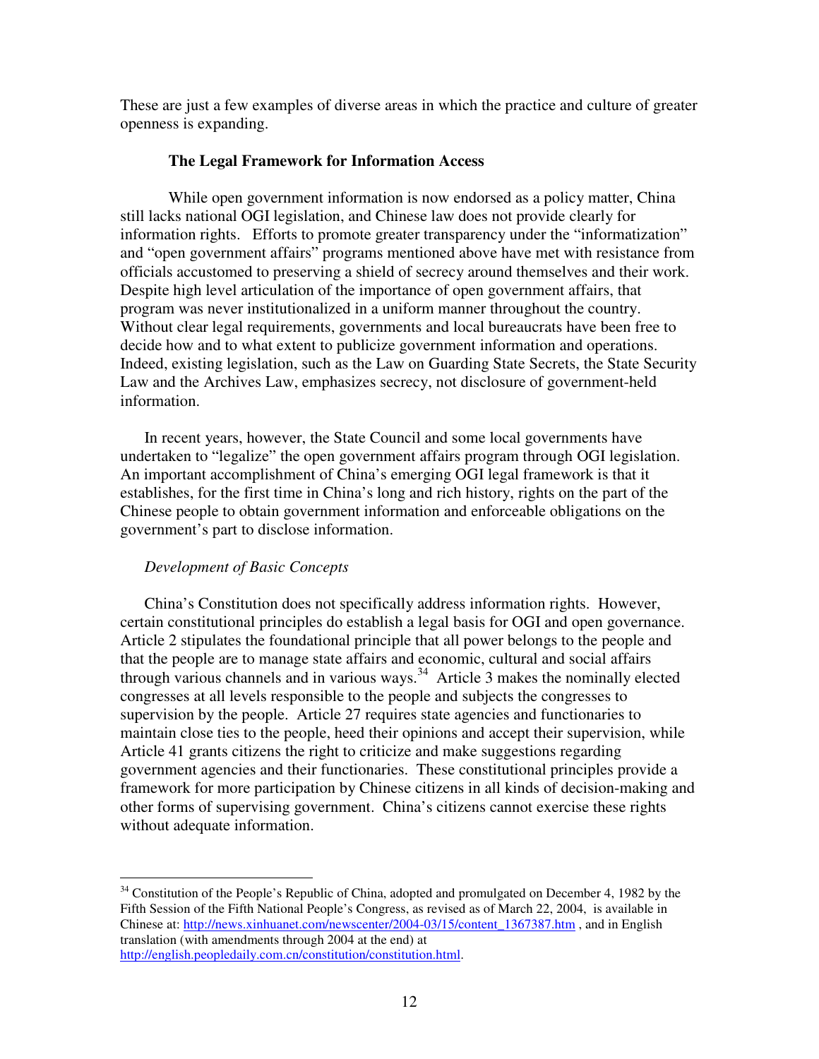These are just a few examples of diverse areas in which the practice and culture of greater openness is expanding.

## The Legal Framework for Information Access

While open government information is now endorsed as a policy matter, China still lacks national OGI legislation, and Chinese law does not provide clearly for information rights. Efforts to promote greater transparency under the "informatization" and "open government affairs" programs mentioned above have met with resistance from officials accustomed to preserving a shield of secrecy around themselves and their work. Despite high level articulation of the importance of open government affairs, that program was never institutionalized in a uniform manner throughout the country. Without clear legal requirements, governments and local bureaucrats have been free to decide how and to what extent to publicize government information and operations. Indeed, existing legislation, such as the Law on Guarding State Secrets, the State Security Law and the Archives Law, emphasizes secrecy, not disclosure of government-held information.

In recent years, however, the State Council and some local governments have undertaken to "legalize" the open government affairs program through OGI legislation. An important accomplishment of China's emerging OGI legal framework is that it establishes, for the first time in China's long and rich history, rights on the part of the Chinese people to obtain government information and enforceable obligations on the government's part to disclose information.

### *Development of Basic Concepts*

China's Constitution does not specifically address information rights. However, certain constitutional principles do establish a legal basis for OGI and open governance. Article 2 stipulates the foundational principle that all power belongs to the people and that the people are to manage state affairs and economic, cultural and social affairs through various channels and in various ways.[34] Article 3 makes the nominally elected congresses at all levels responsible to the people and subjects the congresses to supervision by the people. Article 27 requires state agencies and functionaries to maintain close ties to the people, heed their opinions and accept their supervision, while Article 41 grants citizens the right to criticize and make suggestions regarding government agencies and their functionaries. These constitutional principles provide a framework for more participation by Chinese citizens in all kinds of decision-making and other forms of supervising government. China's citizens cannot exercise these rights without adequate information.

---

[34] Constitution of the People's Republic of China, adopted and promulgated on December 4, 1982 by the Fifth Session of the Fifth National People's Congress, as revised as of March 22, 2004, is available in Chinese at: http://news.xinhuanet.com/newscenter/2004-03/15/content_1367387.htm , and in English translation (with amendments through 2004 at the end) at http://english.peopledaily.com.cn/constitution/constitution.html.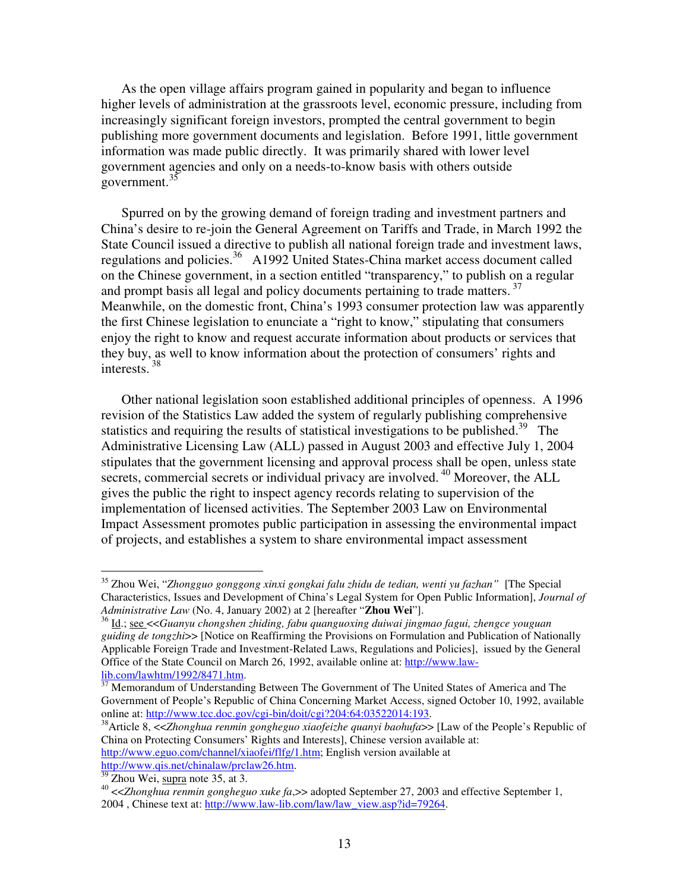As the open village affairs program gained in popularity and began to influence higher levels of administration at the grassroots level, economic pressure, including from increasingly significant foreign investors, prompted the central government to begin publishing more government documents and legislation. Before 1991, little government information was made public directly. It was primarily shared with lower level government agencies and only on a needs-to-know basis with others outside government.[35]

Spurred on by the growing demand of foreign trading and investment partners and China's desire to re-join the General Agreement on Tariffs and Trade, in March 1992 the State Council issued a directive to publish all national foreign trade and investment laws, regulations and policies.[36] A1992 United States-China market access document called on the Chinese government, in a section entitled "transparency," to publish on a regular and prompt basis all legal and policy documents pertaining to trade matters.[37] Meanwhile, on the domestic front, China's 1993 consumer protection law was apparently the first Chinese legislation to enunciate a "right to know," stipulating that consumers enjoy the right to know and request accurate information about products or services that they buy, as well to know information about the protection of consumers' rights and interests.[38]

Other national legislation soon established additional principles of openness. A 1996 revision of the Statistics Law added the system of regularly publishing comprehensive statistics and requiring the results of statistical investigations to be published.[39] The Administrative Licensing Law (ALL) passed in August 2003 and effective July 1, 2004 stipulates that the government licensing and approval process shall be open, unless state secrets, commercial secrets or individual privacy are involved.[40] Moreover, the ALL gives the public the right to inspect agency records relating to supervision of the implementation of licensed activities. The September 2003 Law on Environmental Impact Assessment promotes public participation in assessing the environmental impact of projects, and establishes a system to share environmental impact assessment

---

[35] Zhou Wei, "*Zhongguo gonggong xinxi gongkai falu zhidu de tedian, wenti yu fazhan"* [The Special Characteristics, Issues and Development of China's Legal System for Open Public Information], *Journal of Administrative Law* (No. 4, January 2002) at 2 [hereafter "**Zhou Wei**"].

[36] Id.; see <<*Guanyu chongshen zhiding, fabu quanguoxing duiwai jingmao fagui, zhengce youguan guiding de tongzhi*>> [Notice on Reaffirming the Provisions on Formulation and Publication of Nationally Applicable Foreign Trade and Investment-Related Laws, Regulations and Policies], issued by the General Office of the State Council on March 26, 1992, available online at: http://www.law-lib.com/lawhtm/1992/8471.htm.

[37] Memorandum of Understanding Between The Government of The United States of America and The Government of People's Republic of China Concerning Market Access, signed October 10, 1992, available online at: http://www.tcc.doc.gov/cgi-bin/doit/cgi?204:64:03522014:193.

[38] Article 8, <<*Zhonghua renmin gongheguo xiaofeizhe quanyi baohufa*>> [Law of the People's Republic of China on Protecting Consumers' Rights and Interests], Chinese version available at: http://www.eguo.com/channel/xiaofei/flfg/1.htm; English version available at http://www.qis.net/chinalaw/prclaw26.htm.

[39] Zhou Wei, supra note 35, at 3.

[40] <<*Zhonghua renmin gongheguo xuke fa*,>> adopted September 27, 2003 and effective September 1, 2004 , Chinese text at: http://www.law-lib.com/law/law_view.asp?id=79264.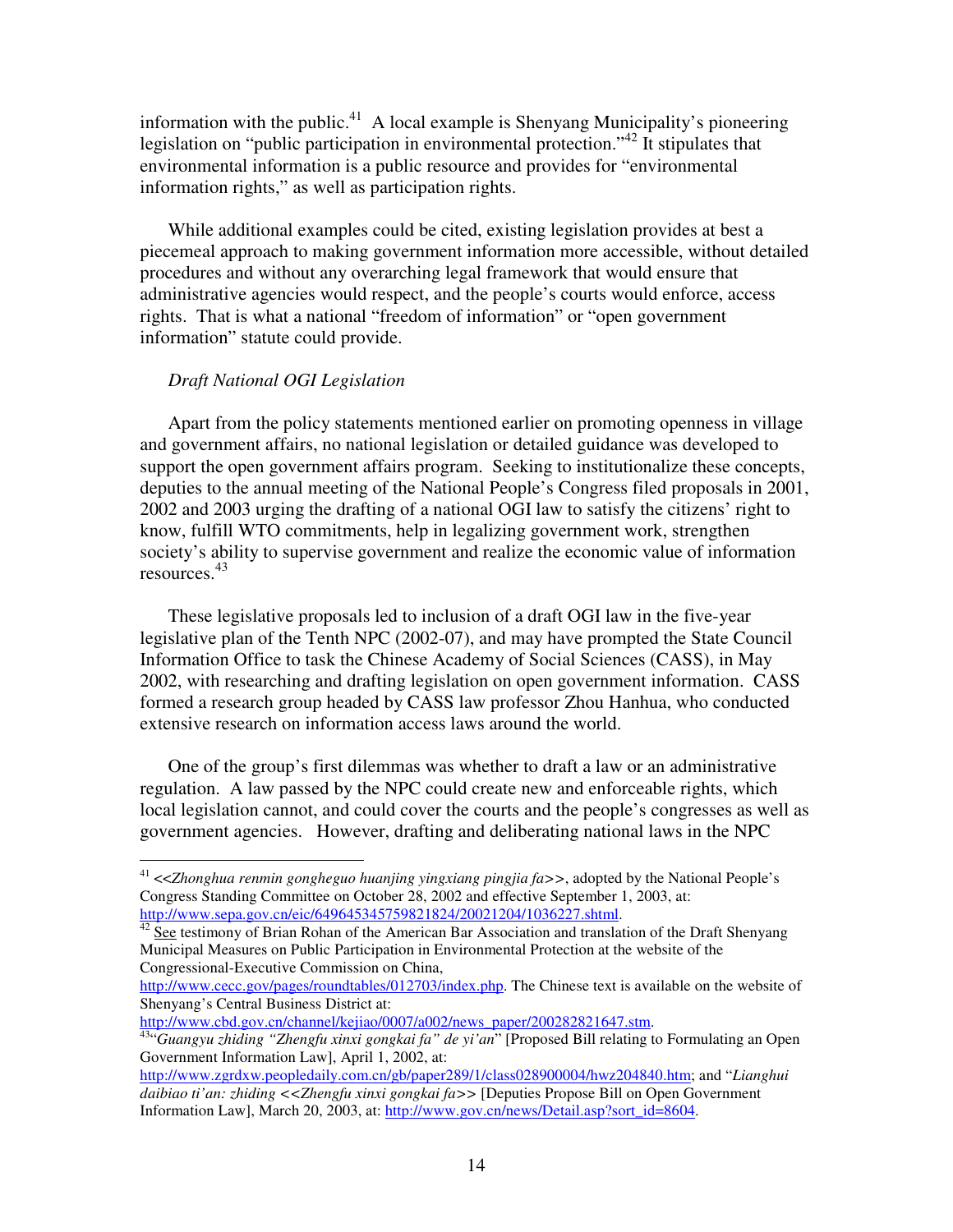information with the public.[41] A local example is Shenyang Municipality's pioneering legislation on "public participation in environmental protection."[42] It stipulates that environmental information is a public resource and provides for "environmental information rights," as well as participation rights.

While additional examples could be cited, existing legislation provides at best a piecemeal approach to making government information more accessible, without detailed procedures and without any overarching legal framework that would ensure that administrative agencies would respect, and the people's courts would enforce, access rights. That is what a national "freedom of information" or "open government information" statute could provide.

*Draft National OGI Legislation*

Apart from the policy statements mentioned earlier on promoting openness in village and government affairs, no national legislation or detailed guidance was developed to support the open government affairs program. Seeking to institutionalize these concepts, deputies to the annual meeting of the National People's Congress filed proposals in 2001, 2002 and 2003 urging the drafting of a national OGI law to satisfy the citizens' right to know, fulfill WTO commitments, help in legalizing government work, strengthen society's ability to supervise government and realize the economic value of information resources.[43]

These legislative proposals led to inclusion of a draft OGI law in the five-year legislative plan of the Tenth NPC (2002-07), and may have prompted the State Council Information Office to task the Chinese Academy of Social Sciences (CASS), in May 2002, with researching and drafting legislation on open government information. CASS formed a research group headed by CASS law professor Zhou Hanhua, who conducted extensive research on information access laws around the world.

One of the group's first dilemmas was whether to draft a law or an administrative regulation. A law passed by the NPC could create new and enforceable rights, which local legislation cannot, and could cover the courts and the people's congresses as well as government agencies. However, drafting and deliberating national laws in the NPC

---

[41] *<<Zhonghua renmin gongheguo huanjing yingxiang pingjia fa>>*, adopted by the National People's Congress Standing Committee on October 28, 2002 and effective September 1, 2003, at: http://www.sepa.gov.cn/eic/649645345759821824/20021204/1036227.shtml.

[42] See testimony of Brian Rohan of the American Bar Association and translation of the Draft Shenyang Municipal Measures on Public Participation in Environmental Protection at the website of the Congressional-Executive Commission on China, http://www.cecc.gov/pages/roundtables/012703/index.php. The Chinese text is available on the website of Shenyang's Central Business District at: http://www.cbd.gov.cn/channel/kejiao/0007/a002/news_paper/200282821647.stm.

[43] "*Guangyu zhiding "Zhengfu xinxi gongkai fa" de yi'an*" [Proposed Bill relating to Formulating an Open Government Information Law], April 1, 2002, at: http://www.zgrdxw.peopledaily.com.cn/gb/paper289/1/class028900004/hwz204840.htm; and "*Lianghui daibiao ti'an: zhiding <<Zhengfu xinxi gongkai fa>>* [Deputies Propose Bill on Open Government Information Law], March 20, 2003, at: http://www.gov.cn/news/Detail.asp?sort_id=8604.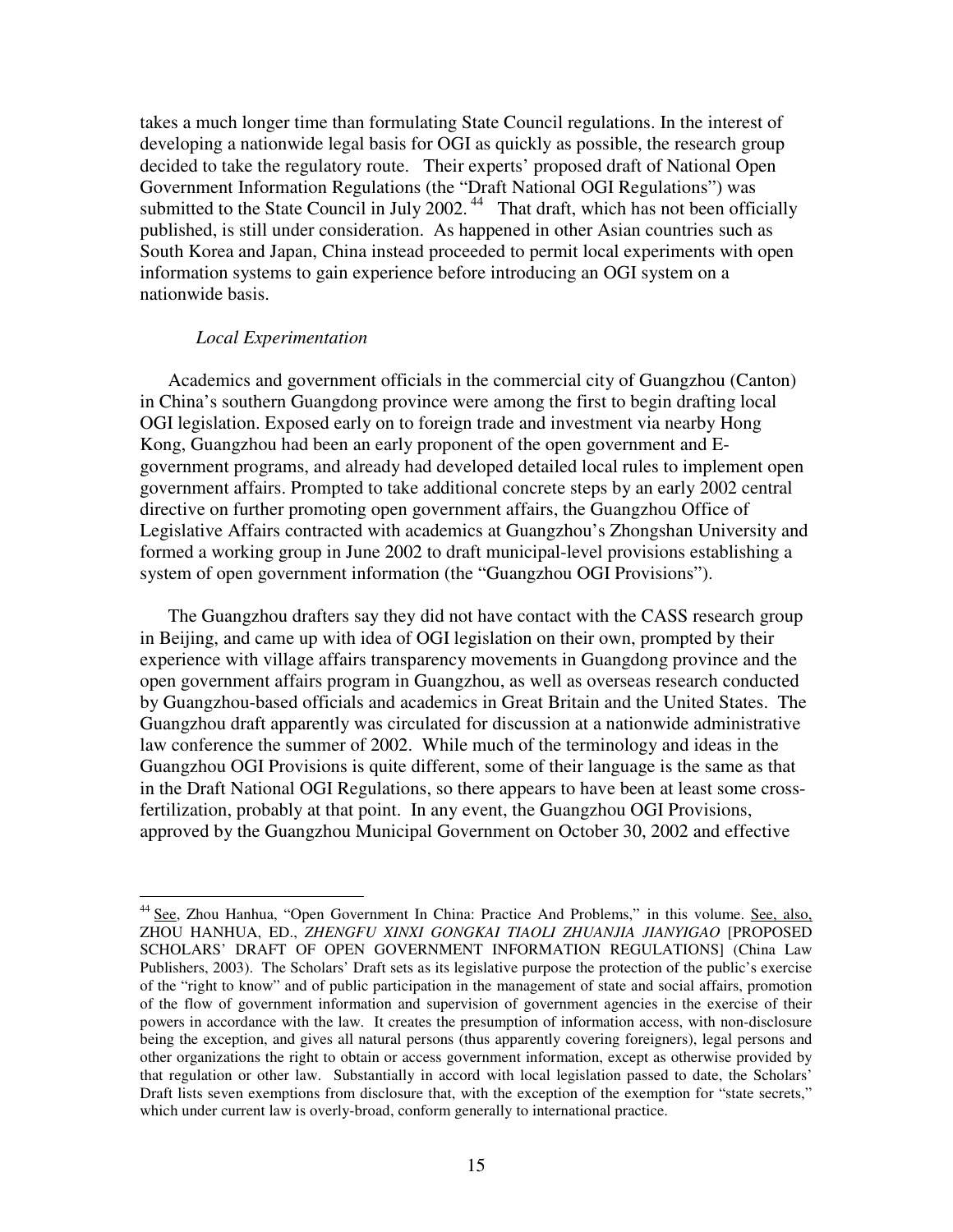takes a much longer time than formulating State Council regulations. In the interest of developing a nationwide legal basis for OGI as quickly as possible, the research group decided to take the regulatory route. Their experts' proposed draft of National Open Government Information Regulations (the "Draft National OGI Regulations") was submitted to the State Council in July 2002.[44] That draft, which has not been officially published, is still under consideration. As happened in other Asian countries such as South Korea and Japan, China instead proceeded to permit local experiments with open information systems to gain experience before introducing an OGI system on a nationwide basis.

*Local Experimentation*

Academics and government officials in the commercial city of Guangzhou (Canton) in China's southern Guangdong province were among the first to begin drafting local OGI legislation. Exposed early on to foreign trade and investment via nearby Hong Kong, Guangzhou had been an early proponent of the open government and E-government programs, and already had developed detailed local rules to implement open government affairs. Prompted to take additional concrete steps by an early 2002 central directive on further promoting open government affairs, the Guangzhou Office of Legislative Affairs contracted with academics at Guangzhou's Zhongshan University and formed a working group in June 2002 to draft municipal-level provisions establishing a system of open government information (the "Guangzhou OGI Provisions").

The Guangzhou drafters say they did not have contact with the CASS research group in Beijing, and came up with idea of OGI legislation on their own, prompted by their experience with village affairs transparency movements in Guangdong province and the open government affairs program in Guangzhou, as well as overseas research conducted by Guangzhou-based officials and academics in Great Britain and the United States. The Guangzhou draft apparently was circulated for discussion at a nationwide administrative law conference the summer of 2002. While much of the terminology and ideas in the Guangzhou OGI Provisions is quite different, some of their language is the same as that in the Draft National OGI Regulations, so there appears to have been at least some cross-fertilization, probably at that point. In any event, the Guangzhou OGI Provisions, approved by the Guangzhou Municipal Government on October 30, 2002 and effective

---

[44] See, Zhou Hanhua, "Open Government In China: Practice And Problems," in this volume. See, also, ZHOU HANHUA, ED., *ZHENGFU XINXI GONGKAI TIAOLI ZHUANJIA JIANYIGAO* [PROPOSED SCHOLARS' DRAFT OF OPEN GOVERNMENT INFORMATION REGULATIONS] (China Law Publishers, 2003). The Scholars' Draft sets as its legislative purpose the protection of the public's exercise of the "right to know" and of public participation in the management of state and social affairs, promotion of the flow of government information and supervision of government agencies in the exercise of their powers in accordance with the law. It creates the presumption of information access, with non-disclosure being the exception, and gives all natural persons (thus apparently covering foreigners), legal persons and other organizations the right to obtain or access government information, except as otherwise provided by that regulation or other law. Substantially in accord with local legislation passed to date, the Scholars' Draft lists seven exemptions from disclosure that, with the exception of the exemption for "state secrets," which under current law is overly-broad, conform generally to international practice.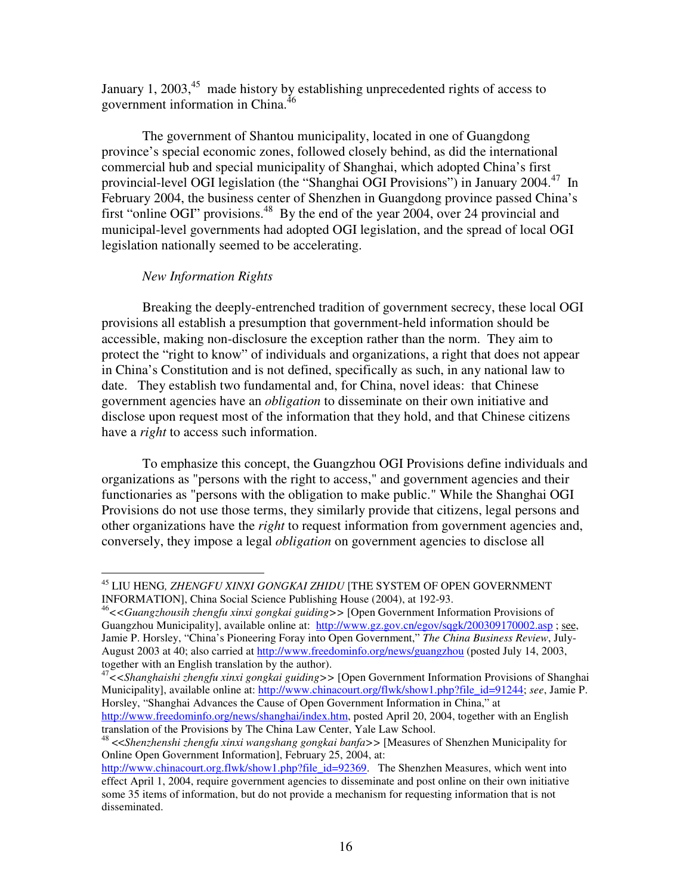January 1, 2003,[45] made history by establishing unprecedented rights of access to government information in China.[46]

The government of Shantou municipality, located in one of Guangdong province's special economic zones, followed closely behind, as did the international commercial hub and special municipality of Shanghai, which adopted China's first provincial-level OGI legislation (the "Shanghai OGI Provisions") in January 2004.[47] In February 2004, the business center of Shenzhen in Guangdong province passed China's first "online OGI" provisions.[48] By the end of the year 2004, over 24 provincial and municipal-level governments had adopted OGI legislation, and the spread of local OGI legislation nationally seemed to be accelerating.

*New Information Rights*

Breaking the deeply-entrenched tradition of government secrecy, these local OGI provisions all establish a presumption that government-held information should be accessible, making non-disclosure the exception rather than the norm. They aim to protect the "right to know" of individuals and organizations, a right that does not appear in China's Constitution and is not defined, specifically as such, in any national law to date. They establish two fundamental and, for China, novel ideas: that Chinese government agencies have an *obligation* to disseminate on their own initiative and disclose upon request most of the information that they hold, and that Chinese citizens have a *right* to access such information.

To emphasize this concept, the Guangzhou OGI Provisions define individuals and organizations as "persons with the right to access," and government agencies and their functionaries as "persons with the obligation to make public." While the Shanghai OGI Provisions do not use those terms, they similarly provide that citizens, legal persons and other organizations have the *right* to request information from government agencies and, conversely, they impose a legal *obligation* on government agencies to disclose all

---

[45] LIU HENG, *ZHENGFU XINXI GONGKAI ZHIDU* [THE SYSTEM OF OPEN GOVERNMENT INFORMATION], China Social Science Publishing House (2004), at 192-93.

[46] <<*Guangzhousih zhengfu xinxi gongkai guiding*>> [Open Government Information Provisions of Guangzhou Municipality], available online at: http://www.gz.gov.cn/egov/sqgk/200309170002.asp ; see, Jamie P. Horsley, "China's Pioneering Foray into Open Government," *The China Business Review*, July-August 2003 at 40; also carried at http://www.freedominfo.org/news/guangzhou (posted July 14, 2003, together with an English translation by the author).

[47] <<*Shanghaishi zhengfu xinxi gongkai guiding*>> [Open Government Information Provisions of Shanghai Municipality], available online at: http://www.chinacourt.org/flwk/show1.php?file_id=91244; *see*, Jamie P. Horsley, "Shanghai Advances the Cause of Open Government Information in China," at http://www.freedominfo.org/news/shanghai/index.htm, posted April 20, 2004, together with an English translation of the Provisions by The China Law Center, Yale Law School.

[48] <<*Shenzhenshi zhengfu xinxi wangshang gongkai banfa*>> [Measures of Shenzhen Municipality for Online Open Government Information], February 25, 2004, at: http://www.chinacourt.org.flwk/show1.php?file_id=92369. The Shenzhen Measures, which went into effect April 1, 2004, require government agencies to disseminate and post online on their own initiative some 35 items of information, but do not provide a mechanism for requesting information that is not disseminated.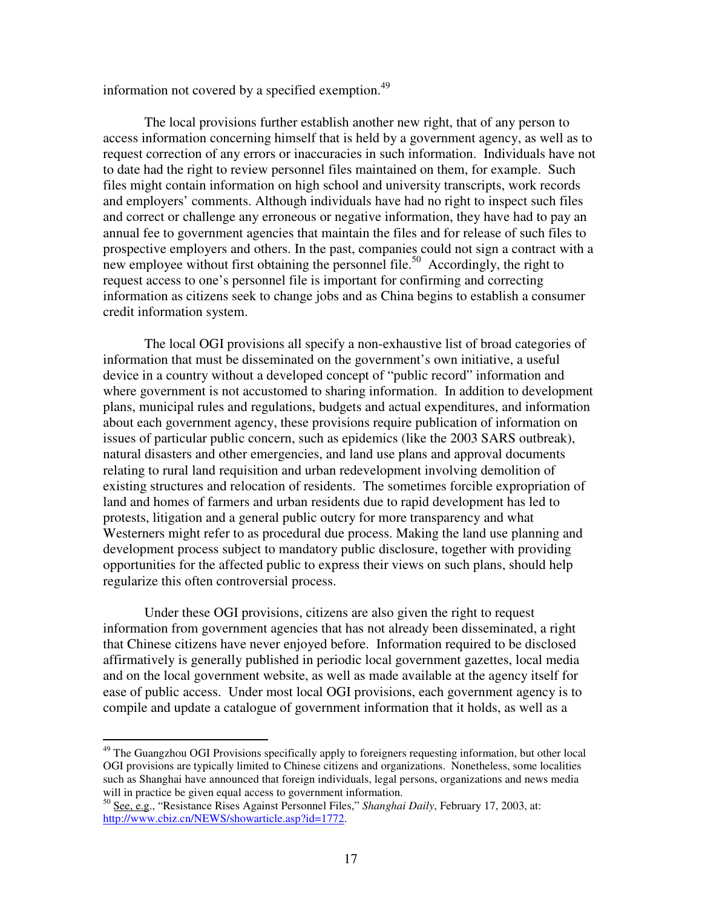information not covered by a specified exemption.[49]

The local provisions further establish another new right, that of any person to access information concerning himself that is held by a government agency, as well as to request correction of any errors or inaccuracies in such information. Individuals have not to date had the right to review personnel files maintained on them, for example. Such files might contain information on high school and university transcripts, work records and employers' comments. Although individuals have had no right to inspect such files and correct or challenge any erroneous or negative information, they have had to pay an annual fee to government agencies that maintain the files and for release of such files to prospective employers and others. In the past, companies could not sign a contract with a new employee without first obtaining the personnel file.[50] Accordingly, the right to request access to one's personnel file is important for confirming and correcting information as citizens seek to change jobs and as China begins to establish a consumer credit information system.

The local OGI provisions all specify a non-exhaustive list of broad categories of information that must be disseminated on the government's own initiative, a useful device in a country without a developed concept of "public record" information and where government is not accustomed to sharing information. In addition to development plans, municipal rules and regulations, budgets and actual expenditures, and information about each government agency, these provisions require publication of information on issues of particular public concern, such as epidemics (like the 2003 SARS outbreak), natural disasters and other emergencies, and land use plans and approval documents relating to rural land requisition and urban redevelopment involving demolition of existing structures and relocation of residents. The sometimes forcible expropriation of land and homes of farmers and urban residents due to rapid development has led to protests, litigation and a general public outcry for more transparency and what Westerners might refer to as procedural due process. Making the land use planning and development process subject to mandatory public disclosure, together with providing opportunities for the affected public to express their views on such plans, should help regularize this often controversial process.

Under these OGI provisions, citizens are also given the right to request information from government agencies that has not already been disseminated, a right that Chinese citizens have never enjoyed before. Information required to be disclosed affirmatively is generally published in periodic local government gazettes, local media and on the local government website, as well as made available at the agency itself for ease of public access. Under most local OGI provisions, each government agency is to compile and update a catalogue of government information that it holds, as well as a

---

[49] The Guangzhou OGI Provisions specifically apply to foreigners requesting information, but other local OGI provisions are typically limited to Chinese citizens and organizations. Nonetheless, some localities such as Shanghai have announced that foreign individuals, legal persons, organizations and news media will in practice be given equal access to government information.

[50] See, e.g., "Resistance Rises Against Personnel Files," *Shanghai Daily*, February 17, 2003, at: http://www.cbiz.cn/NEWS/showarticle.asp?id=1772.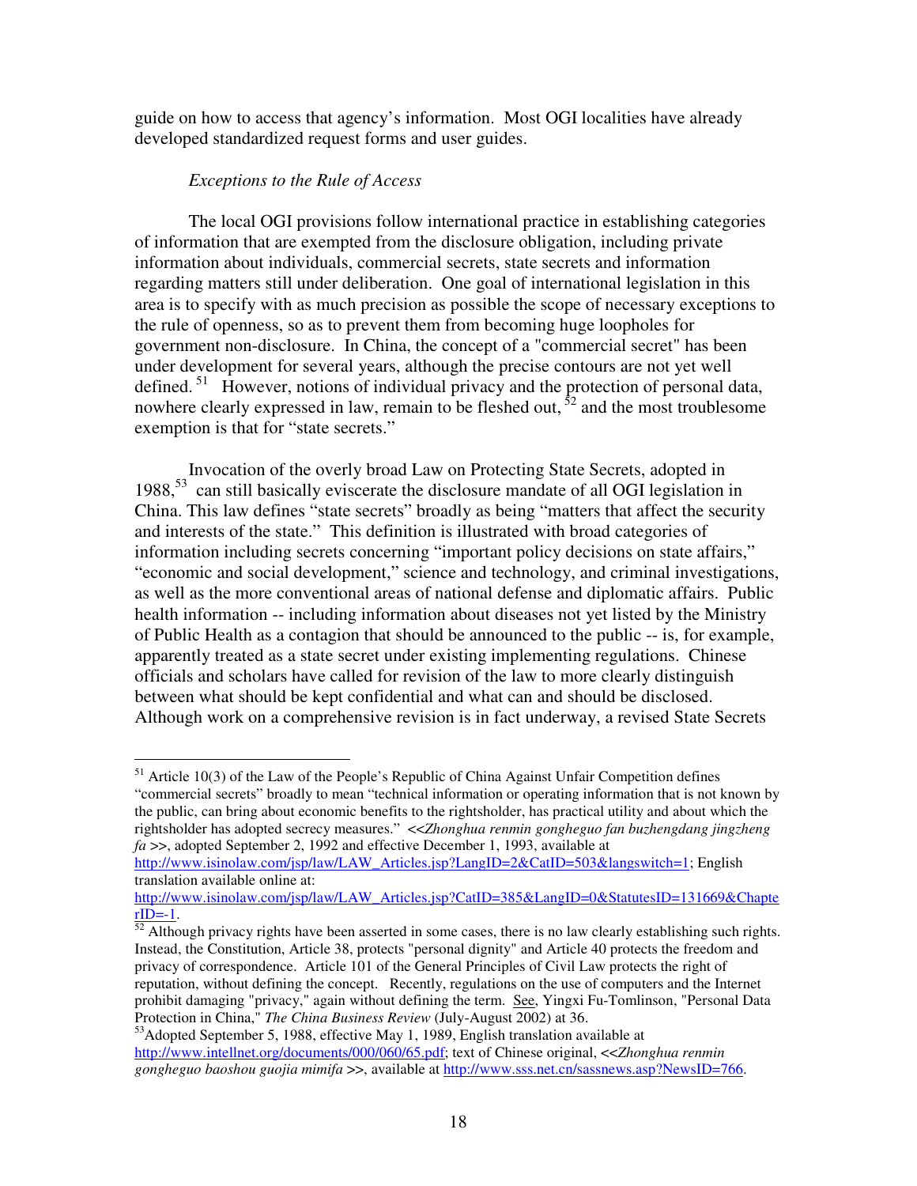guide on how to access that agency's information. Most OGI localities have already developed standardized request forms and user guides.

*Exceptions to the Rule of Access*

The local OGI provisions follow international practice in establishing categories of information that are exempted from the disclosure obligation, including private information about individuals, commercial secrets, state secrets and information regarding matters still under deliberation. One goal of international legislation in this area is to specify with as much precision as possible the scope of necessary exceptions to the rule of openness, so as to prevent them from becoming huge loopholes for government non-disclosure. In China, the concept of a "commercial secret" has been under development for several years, although the precise contours are not yet well defined.[51] However, notions of individual privacy and the protection of personal data, nowhere clearly expressed in law, remain to be fleshed out,[52] and the most troublesome exemption is that for "state secrets."

Invocation of the overly broad Law on Protecting State Secrets, adopted in 1988,[53] can still basically eviscerate the disclosure mandate of all OGI legislation in China. This law defines "state secrets" broadly as being "matters that affect the security and interests of the state." This definition is illustrated with broad categories of information including secrets concerning "important policy decisions on state affairs," "economic and social development," science and technology, and criminal investigations, as well as the more conventional areas of national defense and diplomatic affairs. Public health information -- including information about diseases not yet listed by the Ministry of Public Health as a contagion that should be announced to the public -- is, for example, apparently treated as a state secret under existing implementing regulations. Chinese officials and scholars have called for revision of the law to more clearly distinguish between what should be kept confidential and what can and should be disclosed. Although work on a comprehensive revision is in fact underway, a revised State Secrets

---

[51] Article 10(3) of the Law of the People's Republic of China Against Unfair Competition defines "commercial secrets" broadly to mean "technical information or operating information that is not known by the public, can bring about economic benefits to the rightsholder, has practical utility and about which the rightsholder has adopted secrecy measures." <<*Zhonghua renmin gongheguo fan buzhengdang jingzheng fa* >>, adopted September 2, 1992 and effective December 1, 1993, available at http://www.isinolaw.com/jsp/law/LAW_Articles.jsp?LangID=2&CatID=503&langswitch=1; English translation available online at: http://www.isinolaw.com/jsp/law/LAW_Articles.jsp?CatID=385&LangID=0&StatutesID=131669&ChapterID=-1.

[52] Although privacy rights have been asserted in some cases, there is no law clearly establishing such rights. Instead, the Constitution, Article 38, protects "personal dignity" and Article 40 protects the freedom and privacy of correspondence. Article 101 of the General Principles of Civil Law protects the right of reputation, without defining the concept. Recently, regulations on the use of computers and the Internet prohibit damaging "privacy," again without defining the term. See, Yingxi Fu-Tomlinson, "Personal Data Protection in China," *The China Business Review* (July-August 2002) at 36.

[53] Adopted September 5, 1988, effective May 1, 1989, English translation available at http://www.intellnet.org/documents/000/060/65.pdf; text of Chinese original, <<*Zhonghua renmin gongheguo baoshou guojia mimifa* >>, available at http://www.sss.net.cn/sassnews.asp?NewsID=766.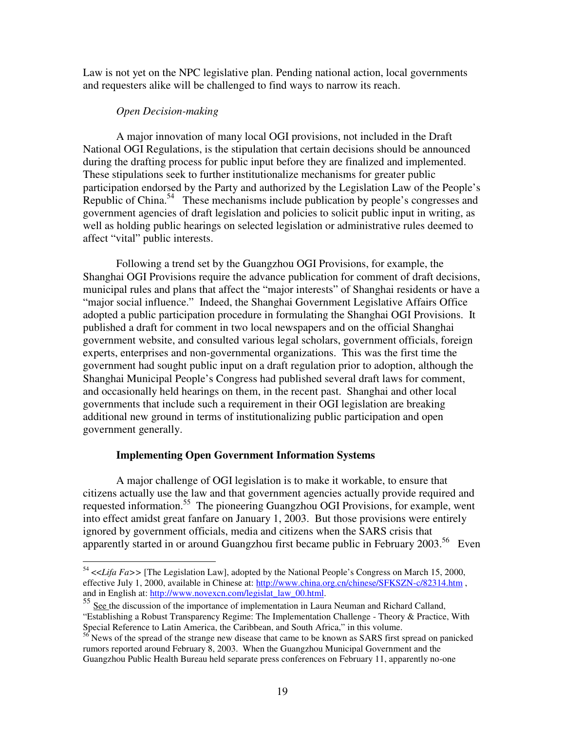Law is not yet on the NPC legislative plan. Pending national action, local governments and requesters alike will be challenged to find ways to narrow its reach.

*Open Decision-making*

A major innovation of many local OGI provisions, not included in the Draft National OGI Regulations, is the stipulation that certain decisions should be announced during the drafting process for public input before they are finalized and implemented. These stipulations seek to further institutionalize mechanisms for greater public participation endorsed by the Party and authorized by the Legislation Law of the People's Republic of China.[54] These mechanisms include publication by people's congresses and government agencies of draft legislation and policies to solicit public input in writing, as well as holding public hearings on selected legislation or administrative rules deemed to affect "vital" public interests.

Following a trend set by the Guangzhou OGI Provisions, for example, the Shanghai OGI Provisions require the advance publication for comment of draft decisions, municipal rules and plans that affect the "major interests" of Shanghai residents or have a "major social influence." Indeed, the Shanghai Government Legislative Affairs Office adopted a public participation procedure in formulating the Shanghai OGI Provisions. It published a draft for comment in two local newspapers and on the official Shanghai government website, and consulted various legal scholars, government officials, foreign experts, enterprises and non-governmental organizations. This was the first time the government had sought public input on a draft regulation prior to adoption, although the Shanghai Municipal People's Congress had published several draft laws for comment, and occasionally held hearings on them, in the recent past. Shanghai and other local governments that include such a requirement in their OGI legislation are breaking additional new ground in terms of institutionalizing public participation and open government generally.

**Implementing Open Government Information Systems**

A major challenge of OGI legislation is to make it workable, to ensure that citizens actually use the law and that government agencies actually provide required and requested information.[55] The pioneering Guangzhou OGI Provisions, for example, went into effect amidst great fanfare on January 1, 2003. But those provisions were entirely ignored by government officials, media and citizens when the SARS crisis that apparently started in or around Guangzhou first became public in February 2003.[56] Even

---

[54] <<*Lifa Fa*>> [The Legislation Law], adopted by the National People's Congress on March 15, 2000, effective July 1, 2000, available in Chinese at: http://www.china.org.cn/chinese/SFKSZN-c/82314.htm , and in English at: http://www.novexcn.com/legislat_law_00.html.

[55] See the discussion of the importance of implementation in Laura Neuman and Richard Calland, "Establishing a Robust Transparency Regime: The Implementation Challenge - Theory & Practice, With Special Reference to Latin America, the Caribbean, and South Africa," in this volume.

[56] News of the spread of the strange new disease that came to be known as SARS first spread on panicked rumors reported around February 8, 2003. When the Guangzhou Municipal Government and the Guangzhou Public Health Bureau held separate press conferences on February 11, apparently no-one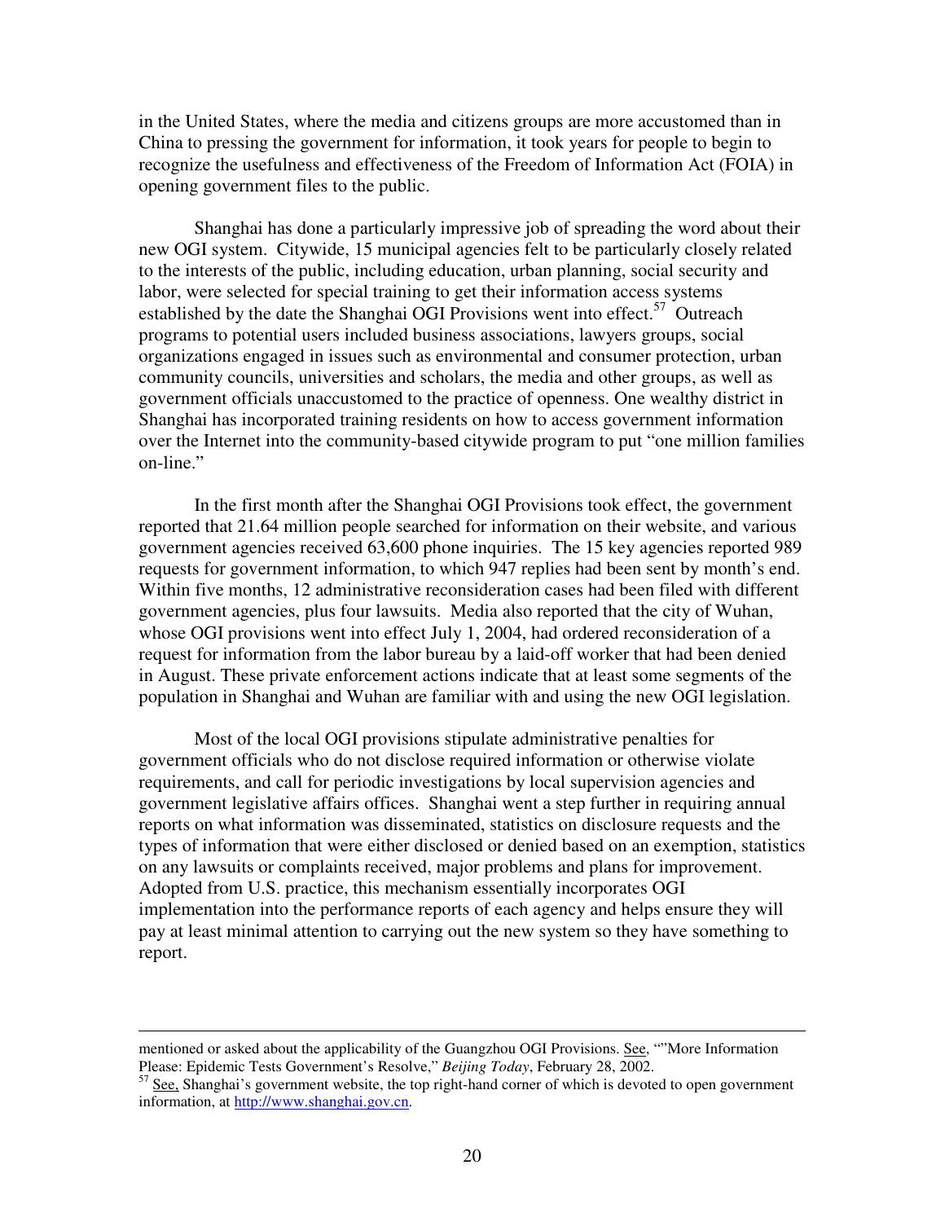in the United States, where the media and citizens groups are more accustomed than in China to pressing the government for information, it took years for people to begin to recognize the usefulness and effectiveness of the Freedom of Information Act (FOIA) in opening government files to the public.

Shanghai has done a particularly impressive job of spreading the word about their new OGI system. Citywide, 15 municipal agencies felt to be particularly closely related to the interests of the public, including education, urban planning, social security and labor, were selected for special training to get their information access systems established by the date the Shanghai OGI Provisions went into effect.[57] Outreach programs to potential users included business associations, lawyers groups, social organizations engaged in issues such as environmental and consumer protection, urban community councils, universities and scholars, the media and other groups, as well as government officials unaccustomed to the practice of openness. One wealthy district in Shanghai has incorporated training residents on how to access government information over the Internet into the community-based citywide program to put "one million families on-line."

In the first month after the Shanghai OGI Provisions took effect, the government reported that 21.64 million people searched for information on their website, and various government agencies received 63,600 phone inquiries. The 15 key agencies reported 989 requests for government information, to which 947 replies had been sent by month's end. Within five months, 12 administrative reconsideration cases had been filed with different government agencies, plus four lawsuits. Media also reported that the city of Wuhan, whose OGI provisions went into effect July 1, 2004, had ordered reconsideration of a request for information from the labor bureau by a laid-off worker that had been denied in August. These private enforcement actions indicate that at least some segments of the population in Shanghai and Wuhan are familiar with and using the new OGI legislation.

Most of the local OGI provisions stipulate administrative penalties for government officials who do not disclose required information or otherwise violate requirements, and call for periodic investigations by local supervision agencies and government legislative affairs offices. Shanghai went a step further in requiring annual reports on what information was disseminated, statistics on disclosure requests and the types of information that were either disclosed or denied based on an exemption, statistics on any lawsuits or complaints received, major problems and plans for improvement. Adopted from U.S. practice, this mechanism essentially incorporates OGI implementation into the performance reports of each agency and helps ensure they will pay at least minimal attention to carrying out the new system so they have something to report.

---

mentioned or asked about the applicability of the Guangzhou OGI Provisions. See, ""More Information Please: Epidemic Tests Government's Resolve," *Beijing Today*, February 28, 2002.

[57] See, Shanghai's government website, the top right-hand corner of which is devoted to open government information, at http://www.shanghai.gov.cn.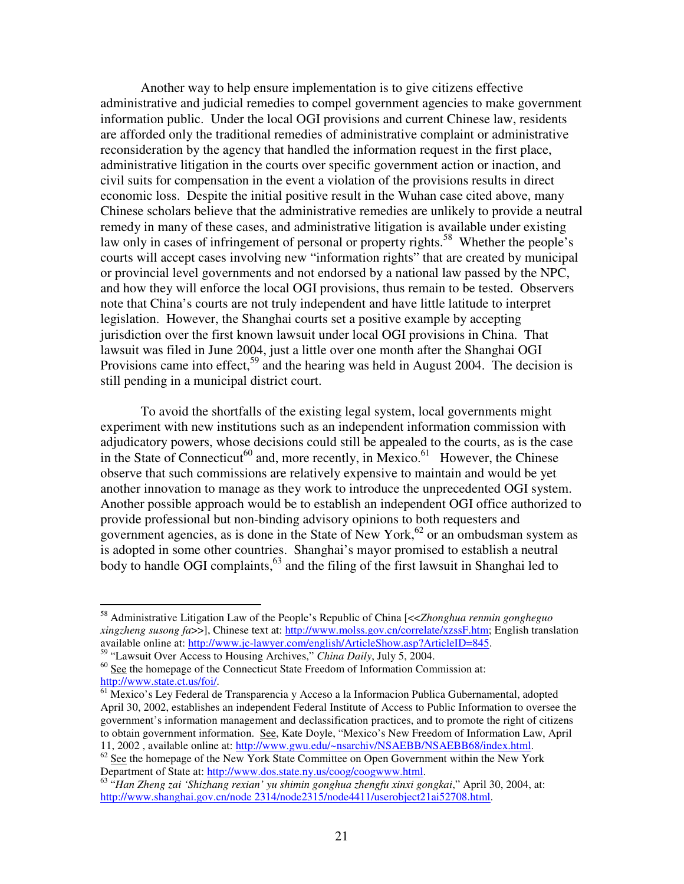Another way to help ensure implementation is to give citizens effective administrative and judicial remedies to compel government agencies to make government information public. Under the local OGI provisions and current Chinese law, residents are afforded only the traditional remedies of administrative complaint or administrative reconsideration by the agency that handled the information request in the first place, administrative litigation in the courts over specific government action or inaction, and civil suits for compensation in the event a violation of the provisions results in direct economic loss. Despite the initial positive result in the Wuhan case cited above, many Chinese scholars believe that the administrative remedies are unlikely to provide a neutral remedy in many of these cases, and administrative litigation is available under existing law only in cases of infringement of personal or property rights.[58] Whether the people's courts will accept cases involving new "information rights" that are created by municipal or provincial level governments and not endorsed by a national law passed by the NPC, and how they will enforce the local OGI provisions, thus remain to be tested. Observers note that China's courts are not truly independent and have little latitude to interpret legislation. However, the Shanghai courts set a positive example by accepting jurisdiction over the first known lawsuit under local OGI provisions in China. That lawsuit was filed in June 2004, just a little over one month after the Shanghai OGI Provisions came into effect,[59] and the hearing was held in August 2004. The decision is still pending in a municipal district court.

To avoid the shortfalls of the existing legal system, local governments might experiment with new institutions such as an independent information commission with adjudicatory powers, whose decisions could still be appealed to the courts, as is the case in the State of Connecticut[60] and, more recently, in Mexico.[61] However, the Chinese observe that such commissions are relatively expensive to maintain and would be yet another innovation to manage as they work to introduce the unprecedented OGI system. Another possible approach would be to establish an independent OGI office authorized to provide professional but non-binding advisory opinions to both requesters and government agencies, as is done in the State of New York,[62] or an ombudsman system as is adopted in some other countries. Shanghai's mayor promised to establish a neutral body to handle OGI complaints,[63] and the filing of the first lawsuit in Shanghai led to

---

[58] Administrative Litigation Law of the People's Republic of China [<<*Zhonghua renmin gongheguo xingzheng susong fa*>>], Chinese text at: http://www.molss.gov.cn/correlate/xzssF.htm; English translation available online at: http://www.jc-lawyer.com/english/ArticleShow.asp?ArticleID=845.

[59] "Lawsuit Over Access to Housing Archives," *China Daily*, July 5, 2004.

[60] See the homepage of the Connecticut State Freedom of Information Commission at: http://www.state.ct.us/foi/.

[61] Mexico's Ley Federal de Transparencia y Acceso a la Informacion Publica Gubernamental, adopted April 30, 2002, establishes an independent Federal Institute of Access to Public Information to oversee the government's information management and declassification practices, and to promote the right of citizens to obtain government information. See, Kate Doyle, "Mexico's New Freedom of Information Law, April 11, 2002 , available online at: http://www.gwu.edu/~nsarchiv/NSAEBB/NSAEBB68/index.html.

[62] See the homepage of the New York State Committee on Open Government within the New York Department of State at: http://www.dos.state.ny.us/coog/coogwww.html.

[63] "*Han Zheng zai 'Shizhang rexian' yu shimin gonghua zhengfu xinxi gongkai*," April 30, 2004, at: http://www.shanghai.gov.cn/node 2314/node2315/node4411/userobject21ai52708.html.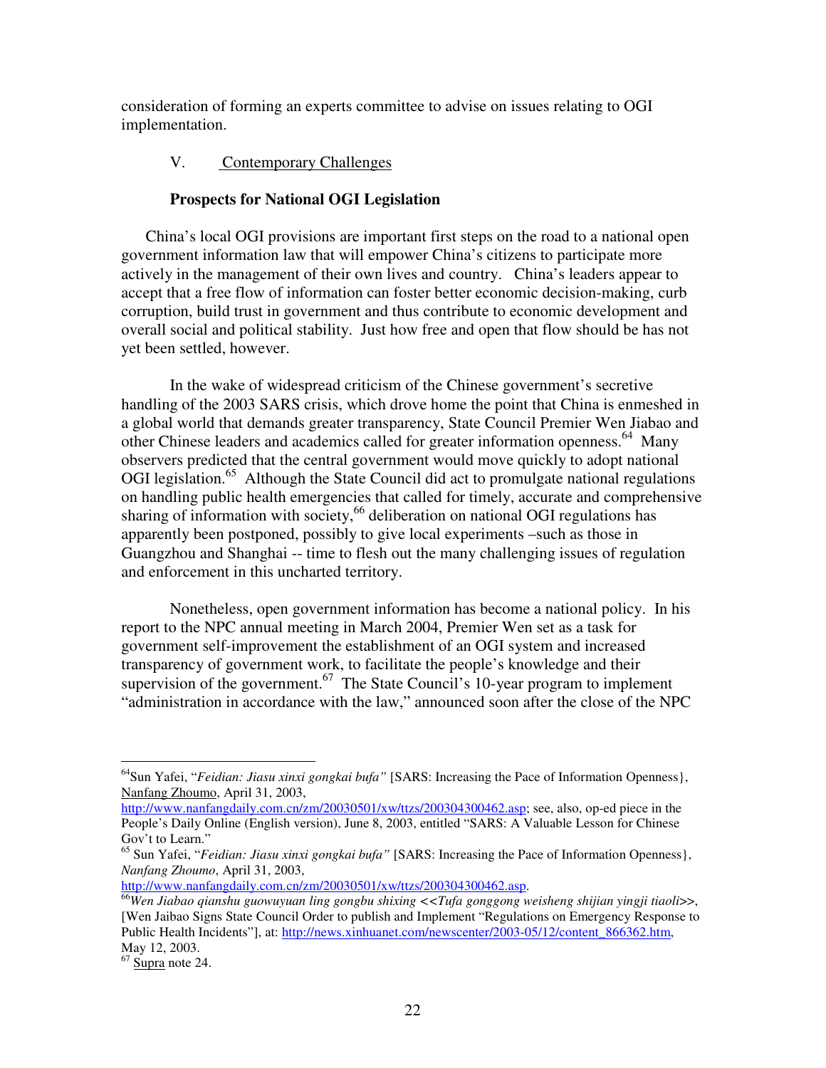consideration of forming an experts committee to advise on issues relating to OGI implementation.

## V. Contemporary Challenges

### Prospects for National OGI Legislation

China's local OGI provisions are important first steps on the road to a national open government information law that will empower China's citizens to participate more actively in the management of their own lives and country. China's leaders appear to accept that a free flow of information can foster better economic decision-making, curb corruption, build trust in government and thus contribute to economic development and overall social and political stability. Just how free and open that flow should be has not yet been settled, however.

In the wake of widespread criticism of the Chinese government's secretive handling of the 2003 SARS crisis, which drove home the point that China is enmeshed in a global world that demands greater transparency, State Council Premier Wen Jiabao and other Chinese leaders and academics called for greater information openness.[64] Many observers predicted that the central government would move quickly to adopt national OGI legislation.[65] Although the State Council did act to promulgate national regulations on handling public health emergencies that called for timely, accurate and comprehensive sharing of information with society,[66] deliberation on national OGI regulations has apparently been postponed, possibly to give local experiments –such as those in Guangzhou and Shanghai -- time to flesh out the many challenging issues of regulation and enforcement in this uncharted territory.

Nonetheless, open government information has become a national policy. In his report to the NPC annual meeting in March 2004, Premier Wen set as a task for government self-improvement the establishment of an OGI system and increased transparency of government work, to facilitate the people's knowledge and their supervision of the government.[67] The State Council's 10-year program to implement "administration in accordance with the law," announced soon after the close of the NPC

---

[64] Sun Yafei, "*Feidian: Jiasu xinxi gongkai bufa"* [SARS: Increasing the Pace of Information Openness}, Nanfang Zhoumo, April 31, 2003, http://www.nanfangdaily.com.cn/zm/20030501/xw/ttzs/200304300462.asp; see, also, op-ed piece in the People's Daily Online (English version), June 8, 2003, entitled "SARS: A Valuable Lesson for Chinese Gov't to Learn."

[65] Sun Yafei, "*Feidian: Jiasu xinxi gongkai bufa"* [SARS: Increasing the Pace of Information Openness}, *Nanfang Zhoumo*, April 31, 2003, http://www.nanfangdaily.com.cn/zm/20030501/xw/ttzs/200304300462.asp.

[66] *Wen Jiabao qianshu guowuyuan ling gongbu shixing <<Tufa gonggong weisheng shijian yingji tiaoli>>*, [Wen Jaibao Signs State Council Order to publish and Implement "Regulations on Emergency Response to Public Health Incidents"], at: http://news.xinhuanet.com/newscenter/2003-05/12/content_866362.htm, May 12, 2003.

[67] Supra note 24.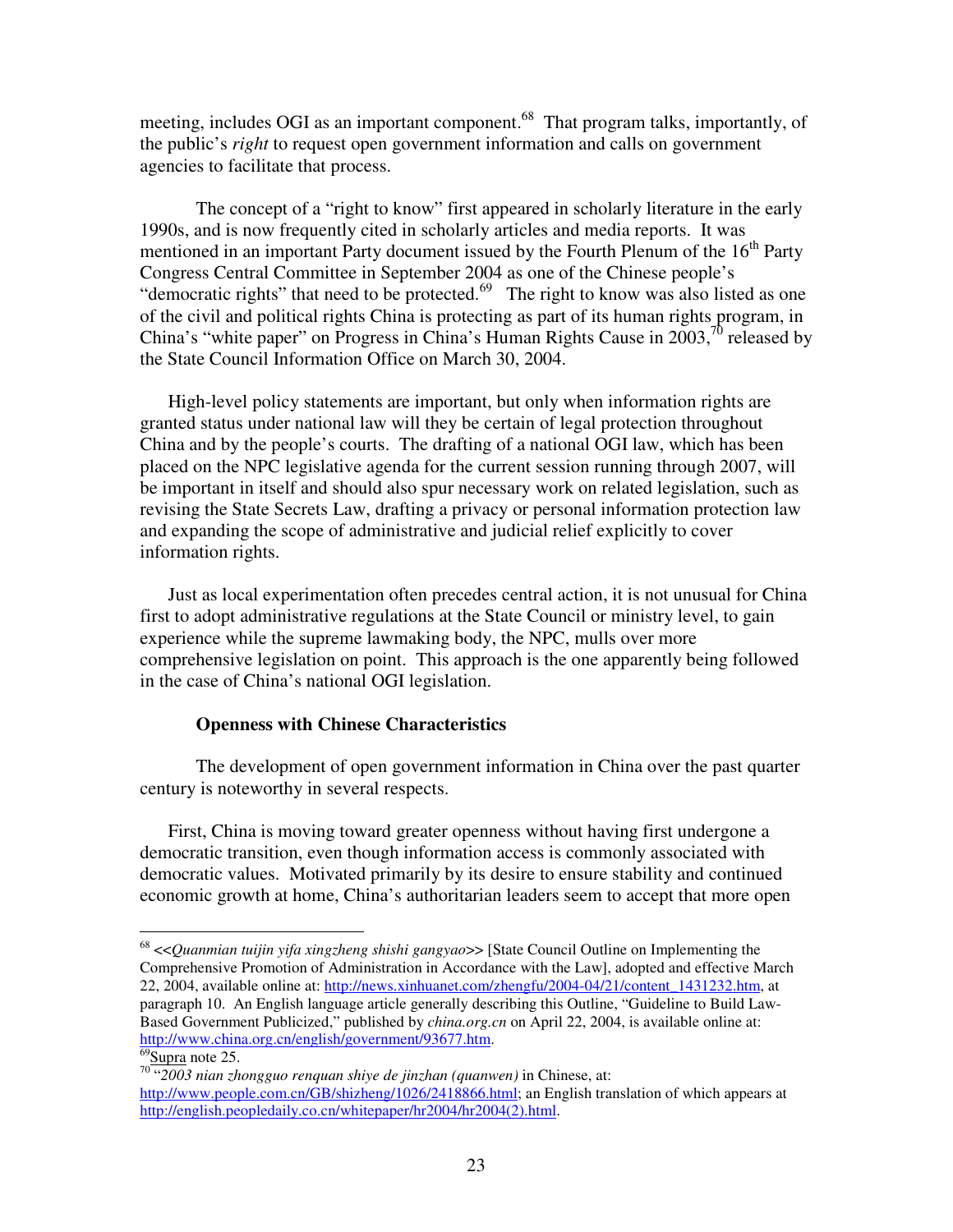meeting, includes OGI as an important component.[68] That program talks, importantly, of the public's *right* to request open government information and calls on government agencies to facilitate that process.

The concept of a "right to know" first appeared in scholarly literature in the early 1990s, and is now frequently cited in scholarly articles and media reports. It was mentioned in an important Party document issued by the Fourth Plenum of the 16th Party Congress Central Committee in September 2004 as one of the Chinese people's "democratic rights" that need to be protected.[69] The right to know was also listed as one of the civil and political rights China is protecting as part of its human rights program, in China's "white paper" on Progress in China's Human Rights Cause in 2003,[70] released by the State Council Information Office on March 30, 2004.

High-level policy statements are important, but only when information rights are granted status under national law will they be certain of legal protection throughout China and by the people's courts. The drafting of a national OGI law, which has been placed on the NPC legislative agenda for the current session running through 2007, will be important in itself and should also spur necessary work on related legislation, such as revising the State Secrets Law, drafting a privacy or personal information protection law and expanding the scope of administrative and judicial relief explicitly to cover information rights.

Just as local experimentation often precedes central action, it is not unusual for China first to adopt administrative regulations at the State Council or ministry level, to gain experience while the supreme lawmaking body, the NPC, mulls over more comprehensive legislation on point. This approach is the one apparently being followed in the case of China's national OGI legislation.

### Openness with Chinese Characteristics

The development of open government information in China over the past quarter century is noteworthy in several respects.

First, China is moving toward greater openness without having first undergone a democratic transition, even though information access is commonly associated with democratic values. Motivated primarily by its desire to ensure stability and continued economic growth at home, China's authoritarian leaders seem to accept that more open

---

[68] <<*Quanmian tuijin yifa xingzheng shishi gangyao*>> [State Council Outline on Implementing the Comprehensive Promotion of Administration in Accordance with the Law], adopted and effective March 22, 2004, available online at: http://news.xinhuanet.com/zhengfu/2004-04/21/content_1431232.htm, at paragraph 10. An English language article generally describing this Outline, "Guideline to Build Law-Based Government Publicized," published by *china.org.cn* on April 22, 2004, is available online at: http://www.china.org.cn/english/government/93677.htm.

[69] Supra note 25.

[70] "*2003 nian zhongguo renquan shiye de jinzhan (quanwen)* in Chinese, at: http://www.people.com.cn/GB/shizheng/1026/2418866.html; an English translation of which appears at http://english.peopledaily.co.cn/whitepaper/hr2004/hr2004(2).html.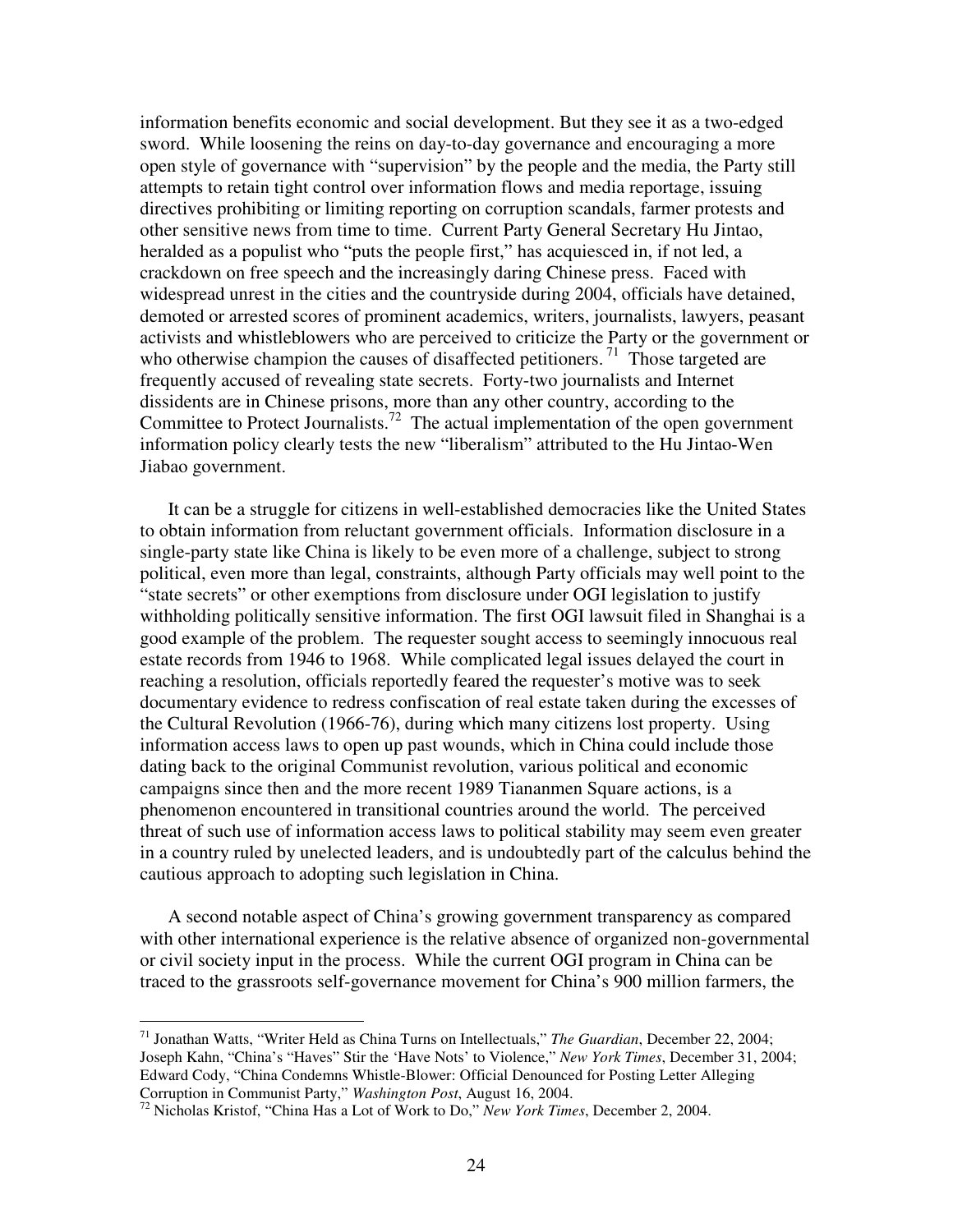information benefits economic and social development. But they see it as a two-edged sword. While loosening the reins on day-to-day governance and encouraging a more open style of governance with "supervision" by the people and the media, the Party still attempts to retain tight control over information flows and media reportage, issuing directives prohibiting or limiting reporting on corruption scandals, farmer protests and other sensitive news from time to time. Current Party General Secretary Hu Jintao, heralded as a populist who "puts the people first," has acquiesced in, if not led, a crackdown on free speech and the increasingly daring Chinese press. Faced with widespread unrest in the cities and the countryside during 2004, officials have detained, demoted or arrested scores of prominent academics, writers, journalists, lawyers, peasant activists and whistleblowers who are perceived to criticize the Party or the government or who otherwise champion the causes of disaffected petitioners.[71] Those targeted are frequently accused of revealing state secrets. Forty-two journalists and Internet dissidents are in Chinese prisons, more than any other country, according to the Committee to Protect Journalists.[72] The actual implementation of the open government information policy clearly tests the new "liberalism" attributed to the Hu Jintao-Wen Jiabao government.

It can be a struggle for citizens in well-established democracies like the United States to obtain information from reluctant government officials. Information disclosure in a single-party state like China is likely to be even more of a challenge, subject to strong political, even more than legal, constraints, although Party officials may well point to the "state secrets" or other exemptions from disclosure under OGI legislation to justify withholding politically sensitive information. The first OGI lawsuit filed in Shanghai is a good example of the problem. The requester sought access to seemingly innocuous real estate records from 1946 to 1968. While complicated legal issues delayed the court in reaching a resolution, officials reportedly feared the requester's motive was to seek documentary evidence to redress confiscation of real estate taken during the excesses of the Cultural Revolution (1966-76), during which many citizens lost property. Using information access laws to open up past wounds, which in China could include those dating back to the original Communist revolution, various political and economic campaigns since then and the more recent 1989 Tiananmen Square actions, is a phenomenon encountered in transitional countries around the world. The perceived threat of such use of information access laws to political stability may seem even greater in a country ruled by unelected leaders, and is undoubtedly part of the calculus behind the cautious approach to adopting such legislation in China.

A second notable aspect of China's growing government transparency as compared with other international experience is the relative absence of organized non-governmental or civil society input in the process. While the current OGI program in China can be traced to the grassroots self-governance movement for China's 900 million farmers, the

---

[71] Jonathan Watts, "Writer Held as China Turns on Intellectuals," *The Guardian*, December 22, 2004; Joseph Kahn, "China's "Haves" Stir the 'Have Nots' to Violence," *New York Times*, December 31, 2004; Edward Cody, "China Condemns Whistle-Blower: Official Denounced for Posting Letter Alleging Corruption in Communist Party," *Washington Post*, August 16, 2004.

[72] Nicholas Kristof, "China Has a Lot of Work to Do," *New York Times*, December 2, 2004.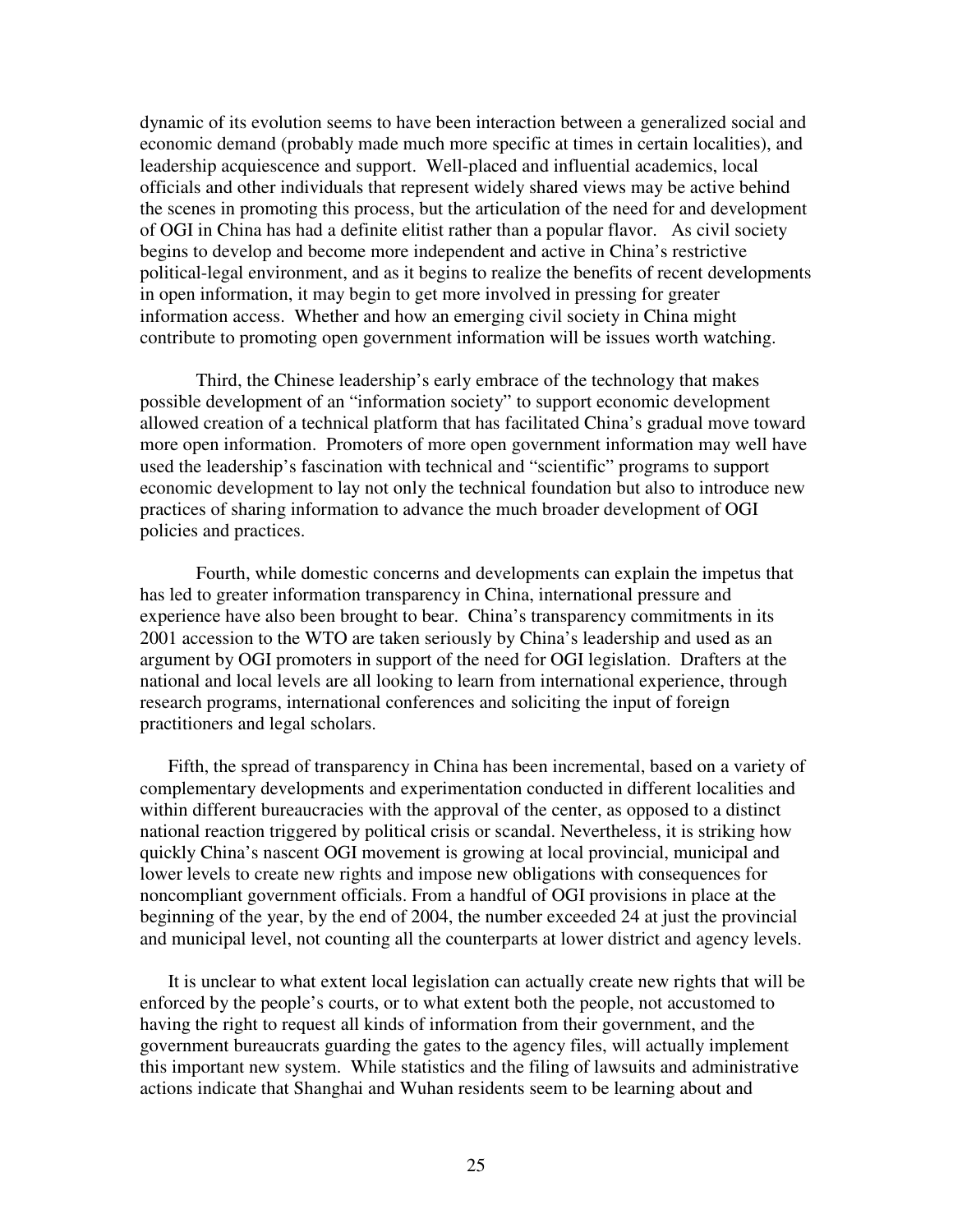dynamic of its evolution seems to have been interaction between a generalized social and economic demand (probably made much more specific at times in certain localities), and leadership acquiescence and support. Well-placed and influential academics, local officials and other individuals that represent widely shared views may be active behind the scenes in promoting this process, but the articulation of the need for and development of OGI in China has had a definite elitist rather than a popular flavor. As civil society begins to develop and become more independent and active in China's restrictive political-legal environment, and as it begins to realize the benefits of recent developments in open information, it may begin to get more involved in pressing for greater information access. Whether and how an emerging civil society in China might contribute to promoting open government information will be issues worth watching.

Third, the Chinese leadership's early embrace of the technology that makes possible development of an "information society" to support economic development allowed creation of a technical platform that has facilitated China's gradual move toward more open information. Promoters of more open government information may well have used the leadership's fascination with technical and "scientific" programs to support economic development to lay not only the technical foundation but also to introduce new practices of sharing information to advance the much broader development of OGI policies and practices.

Fourth, while domestic concerns and developments can explain the impetus that has led to greater information transparency in China, international pressure and experience have also been brought to bear. China's transparency commitments in its 2001 accession to the WTO are taken seriously by China's leadership and used as an argument by OGI promoters in support of the need for OGI legislation. Drafters at the national and local levels are all looking to learn from international experience, through research programs, international conferences and soliciting the input of foreign practitioners and legal scholars.

Fifth, the spread of transparency in China has been incremental, based on a variety of complementary developments and experimentation conducted in different localities and within different bureaucracies with the approval of the center, as opposed to a distinct national reaction triggered by political crisis or scandal. Nevertheless, it is striking how quickly China's nascent OGI movement is growing at local provincial, municipal and lower levels to create new rights and impose new obligations with consequences for noncompliant government officials. From a handful of OGI provisions in place at the beginning of the year, by the end of 2004, the number exceeded 24 at just the provincial and municipal level, not counting all the counterparts at lower district and agency levels.

It is unclear to what extent local legislation can actually create new rights that will be enforced by the people's courts, or to what extent both the people, not accustomed to having the right to request all kinds of information from their government, and the government bureaucrats guarding the gates to the agency files, will actually implement this important new system. While statistics and the filing of lawsuits and administrative actions indicate that Shanghai and Wuhan residents seem to be learning about and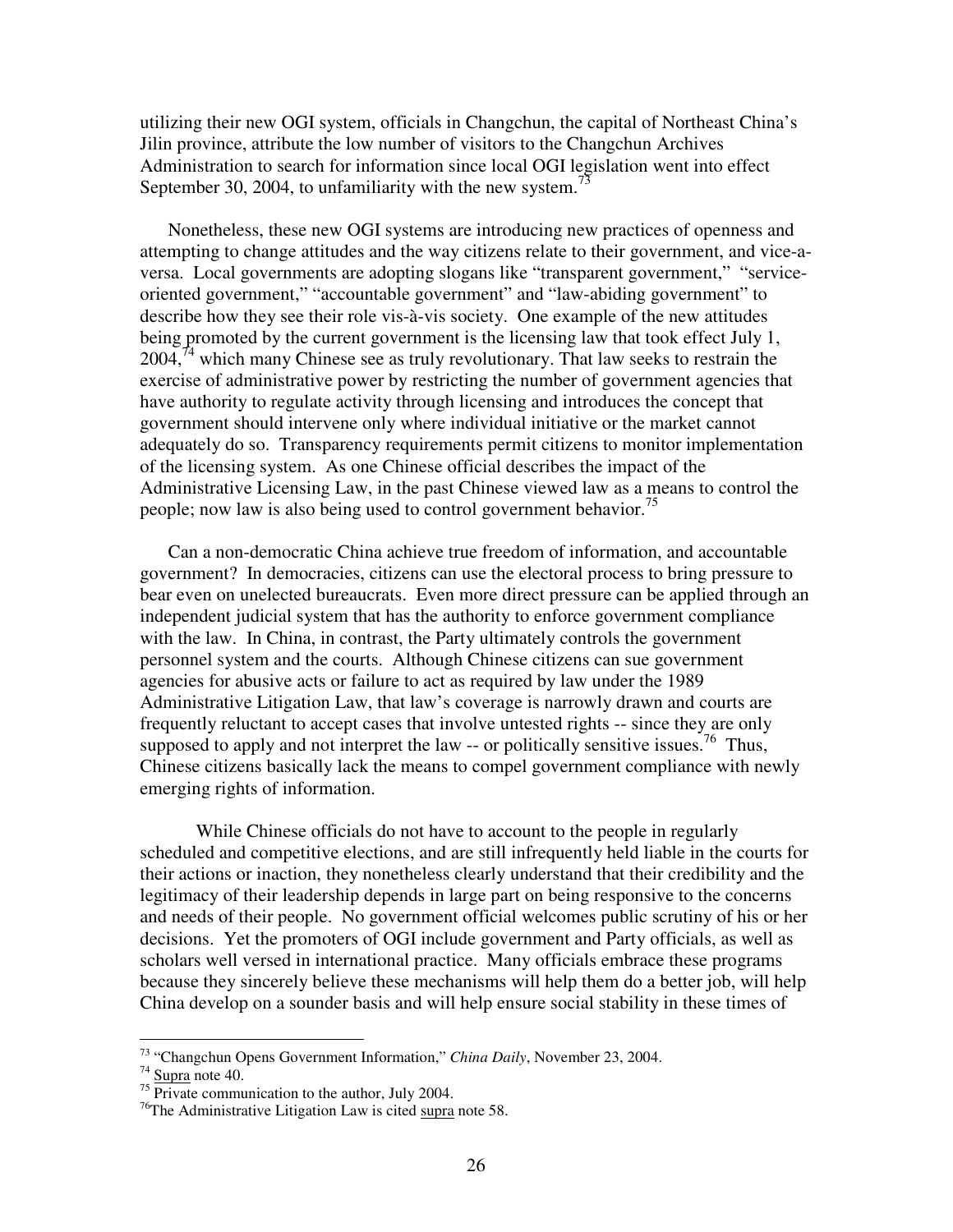utilizing their new OGI system, officials in Changchun, the capital of Northeast China's Jilin province, attribute the low number of visitors to the Changchun Archives Administration to search for information since local OGI legislation went into effect September 30, 2004, to unfamiliarity with the new system.[73]

Nonetheless, these new OGI systems are introducing new practices of openness and attempting to change attitudes and the way citizens relate to their government, and vice-a-versa. Local governments are adopting slogans like "transparent government," "service-oriented government," "accountable government" and "law-abiding government" to describe how they see their role vis-à-vis society. One example of the new attitudes being promoted by the current government is the licensing law that took effect July 1, 2004,[74] which many Chinese see as truly revolutionary. That law seeks to restrain the exercise of administrative power by restricting the number of government agencies that have authority to regulate activity through licensing and introduces the concept that government should intervene only where individual initiative or the market cannot adequately do so. Transparency requirements permit citizens to monitor implementation of the licensing system. As one Chinese official describes the impact of the Administrative Licensing Law, in the past Chinese viewed law as a means to control the people; now law is also being used to control government behavior.[75]

Can a non-democratic China achieve true freedom of information, and accountable government? In democracies, citizens can use the electoral process to bring pressure to bear even on unelected bureaucrats. Even more direct pressure can be applied through an independent judicial system that has the authority to enforce government compliance with the law. In China, in contrast, the Party ultimately controls the government personnel system and the courts. Although Chinese citizens can sue government agencies for abusive acts or failure to act as required by law under the 1989 Administrative Litigation Law, that law's coverage is narrowly drawn and courts are frequently reluctant to accept cases that involve untested rights -- since they are only supposed to apply and not interpret the law -- or politically sensitive issues.[76] Thus, Chinese citizens basically lack the means to compel government compliance with newly emerging rights of information.

While Chinese officials do not have to account to the people in regularly scheduled and competitive elections, and are still infrequently held liable in the courts for their actions or inaction, they nonetheless clearly understand that their credibility and the legitimacy of their leadership depends in large part on being responsive to the concerns and needs of their people. No government official welcomes public scrutiny of his or her decisions. Yet the promoters of OGI include government and Party officials, as well as scholars well versed in international practice. Many officials embrace these programs because they sincerely believe these mechanisms will help them do a better job, will help China develop on a sounder basis and will help ensure social stability in these times of

---

[73] "Changchun Opens Government Information," *China Daily*, November 23, 2004.

[74] Supra note 40.

[75] Private communication to the author, July 2004.

[76] The Administrative Litigation Law is cited supra note 58.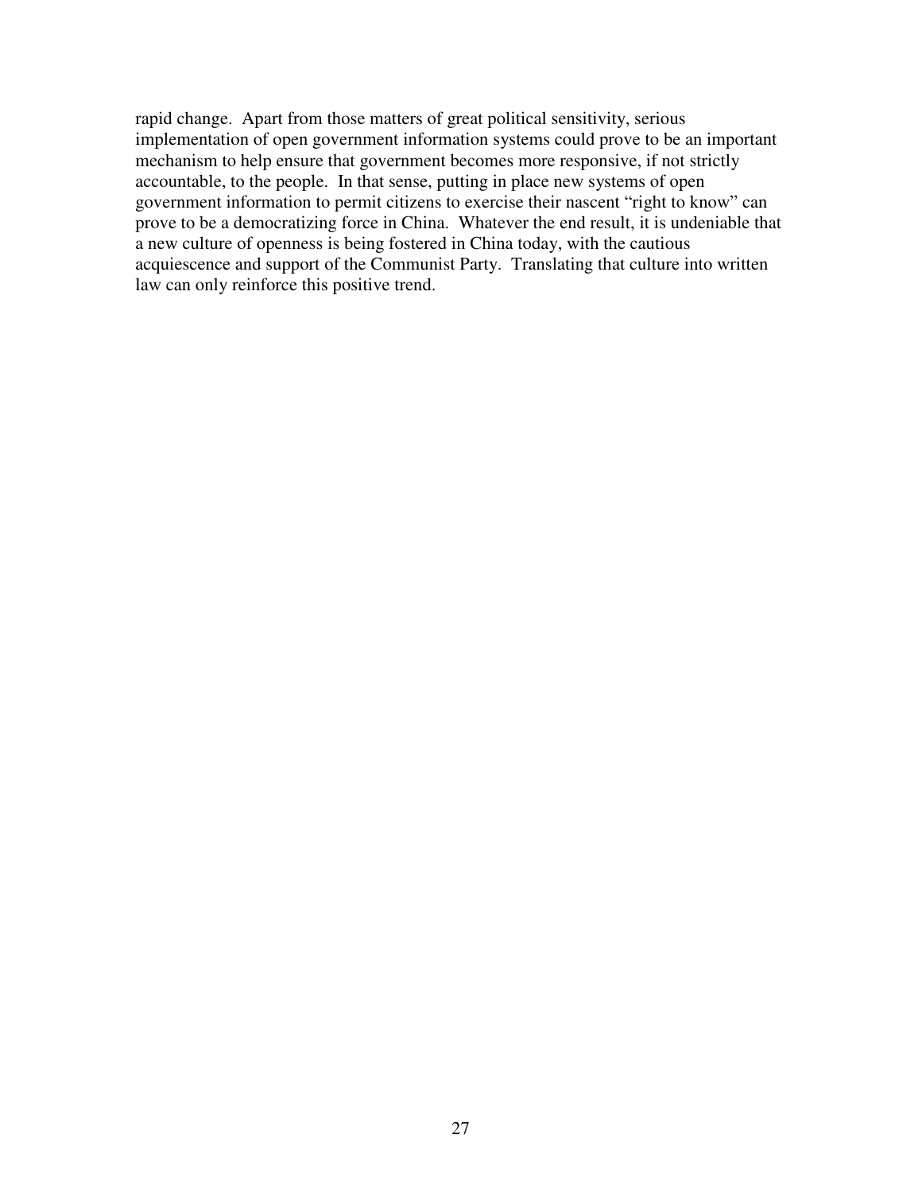rapid change. Apart from those matters of great political sensitivity, serious implementation of open government information systems could prove to be an important mechanism to help ensure that government becomes more responsive, if not strictly accountable, to the people. In that sense, putting in place new systems of open government information to permit citizens to exercise their nascent "right to know" can prove to be a democratizing force in China. Whatever the end result, it is undeniable that a new culture of openness is being fostered in China today, with the cautious acquiescence and support of the Communist Party. Translating that culture into written law can only reinforce this positive trend.